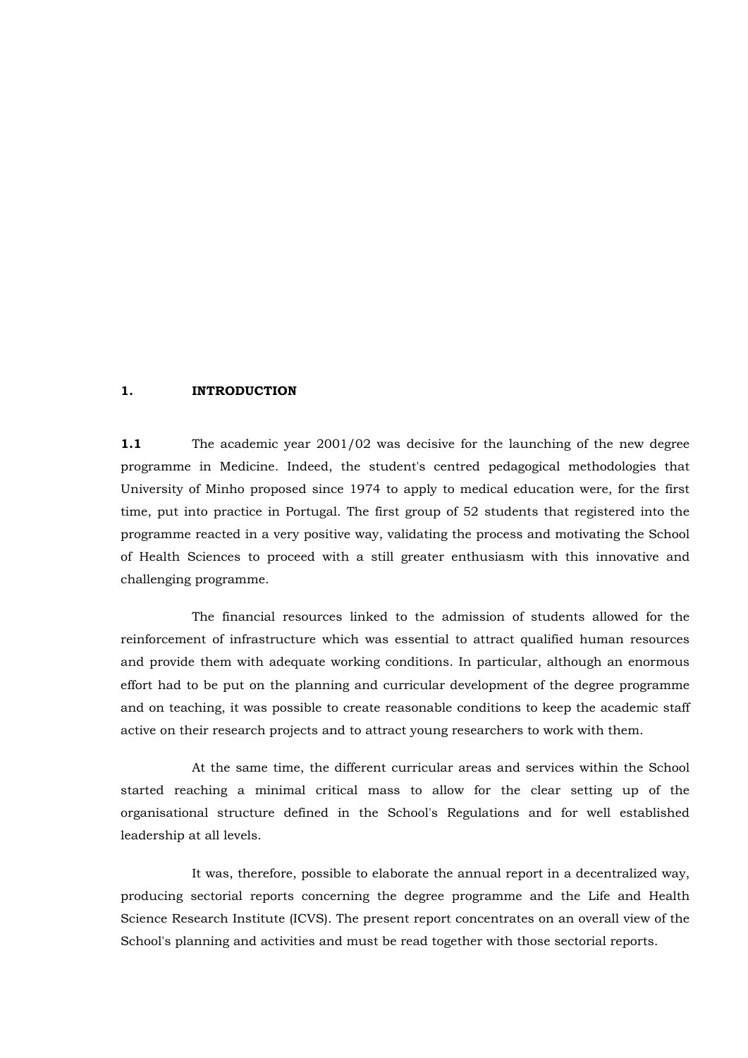# 1. INTRODUCTION

**1.1** The academic year 2001/02 was decisive for the launching of the new degree programme in Medicine. Indeed, the student's centred pedagogical methodologies that University of Minho proposed since 1974 to apply to medical education were, for the first time, put into practice in Portugal. The first group of 52 students that registered into the programme reacted in a very positive way, validating the process and motivating the School of Health Sciences to proceed with a still greater enthusiasm with this innovative and challenging programme.

The financial resources linked to the admission of students allowed for the reinforcement of infrastructure which was essential to attract qualified human resources and provide them with adequate working conditions. In particular, although an enormous effort had to be put on the planning and curricular development of the degree programme and on teaching, it was possible to create reasonable conditions to keep the academic staff active on their research projects and to attract young researchers to work with them.

At the same time, the different curricular areas and services within the School started reaching a minimal critical mass to allow for the clear setting up of the organisational structure defined in the School's Regulations and for well established leadership at all levels.

It was, therefore, possible to elaborate the annual report in a decentralized way, producing sectorial reports concerning the degree programme and the Life and Health Science Research Institute (ICVS). The present report concentrates on an overall view of the School's planning and activities and must be read together with those sectorial reports.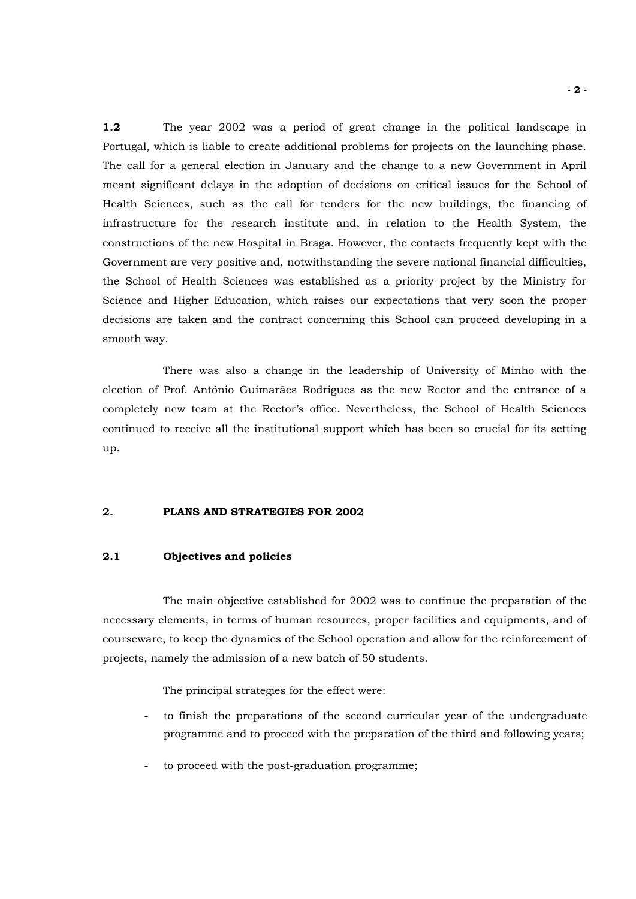**1.2** The year 2002 was a period of great change in the political landscape in Portugal, which is liable to create additional problems for projects on the launching phase. The call for a general election in January and the change to a new Government in April meant significant delays in the adoption of decisions on critical issues for the School of Health Sciences, such as the call for tenders for the new buildings, the financing of infrastructure for the research institute and, in relation to the Health System, the constructions of the new Hospital in Braga. However, the contacts frequently kept with the Government are very positive and, notwithstanding the severe national financial difficulties, the School of Health Sciences was established as a priority project by the Ministry for Science and Higher Education, which raises our expectations that very soon the proper decisions are taken and the contract concerning this School can proceed developing in a smooth way.

There was also a change in the leadership of University of Minho with the election of Prof. António Guimarães Rodrigues as the new Rector and the entrance of a completely new team at the Rector's office. Nevertheless, the School of Health Sciences continued to receive all the institutional support which has been so crucial for its setting up.

## 2. PLANS AND STRATEGIES FOR 2002

### 2.1 Objectives and policies

The main objective established for 2002 was to continue the preparation of the necessary elements, in terms of human resources, proper facilities and equipments, and of courseware, to keep the dynamics of the School operation and allow for the reinforcement of projects, namely the admission of a new batch of 50 students.

The principal strategies for the effect were:

- to finish the preparations of the second curricular year of the undergraduate programme and to proceed with the preparation of the third and following years;
- to proceed with the post-graduation programme;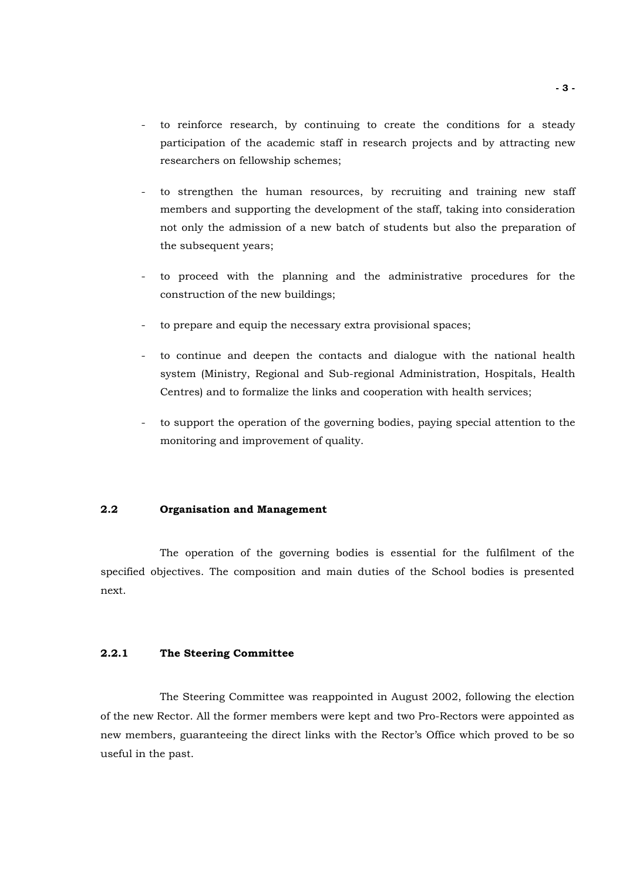- to reinforce research, by continuing to create the conditions for a steady participation of the academic staff in research projects and by attracting new researchers on fellowship schemes;

- to strengthen the human resources, by recruiting and training new staff members and supporting the development of the staff, taking into consideration not only the admission of a new batch of students but also the preparation of the subsequent years;

- to proceed with the planning and the administrative procedures for the construction of the new buildings;

- to prepare and equip the necessary extra provisional spaces;

- to continue and deepen the contacts and dialogue with the national health system (Ministry, Regional and Sub-regional Administration, Hospitals, Health Centres) and to formalize the links and cooperation with health services;

- to support the operation of the governing bodies, paying special attention to the monitoring and improvement of quality.

## 2.2 Organisation and Management

The operation of the governing bodies is essential for the fulfilment of the specified objectives. The composition and main duties of the School bodies is presented next.

### 2.2.1 The Steering Committee

The Steering Committee was reappointed in August 2002, following the election of the new Rector. All the former members were kept and two Pro-Rectors were appointed as new members, guaranteeing the direct links with the Rector's Office which proved to be so useful in the past.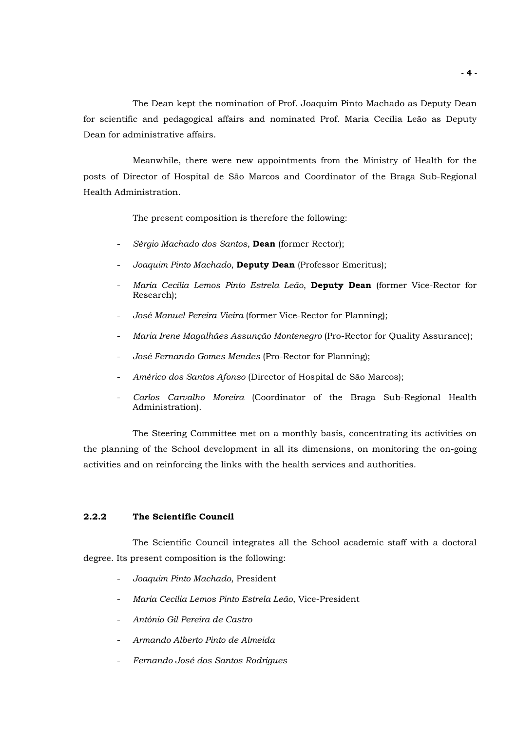The Dean kept the nomination of Prof. Joaquim Pinto Machado as Deputy Dean for scientific and pedagogical affairs and nominated Prof. Maria Cecília Leão as Deputy Dean for administrative affairs.

Meanwhile, there were new appointments from the Ministry of Health for the posts of Director of Hospital de São Marcos and Coordinator of the Braga Sub-Regional Health Administration.

The present composition is therefore the following:

- *Sérgio Machado dos Santos*, **Dean** (former Rector);
- *Joaquim Pinto Machado*, **Deputy Dean** (Professor Emeritus);
- *Maria Cecília Lemos Pinto Estrela Leão*, **Deputy Dean** (former Vice-Rector for Research);
- *José Manuel Pereira Vieira* (former Vice-Rector for Planning);
- *Maria Irene Magalhães Assunção Montenegro* (Pro-Rector for Quality Assurance);
- *José Fernando Gomes Mendes* (Pro-Rector for Planning);
- *Américo dos Santos Afonso* (Director of Hospital de São Marcos);
- *Carlos Carvalho Moreira* (Coordinator of the Braga Sub-Regional Health Administration).

The Steering Committee met on a monthly basis, concentrating its activities on the planning of the School development in all its dimensions, on monitoring the on-going activities and on reinforcing the links with the health services and authorities.

### 2.2.2 The Scientific Council

The Scientific Council integrates all the School academic staff with a doctoral degree. Its present composition is the following:

- *Joaquim Pinto Machado*, President
- *Maria Cecília Lemos Pinto Estrela Leão*, Vice-President
- *António Gil Pereira de Castro*
- *Armando Alberto Pinto de Almeida*
- *Fernando José dos Santos Rodrigues*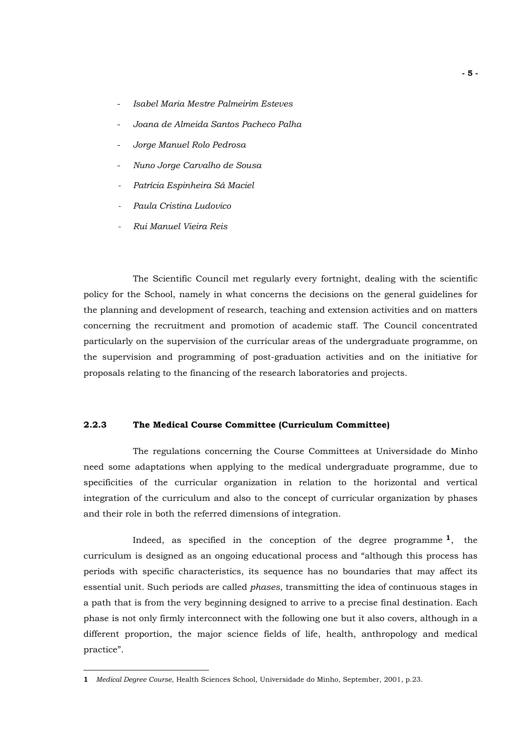- *Isabel Maria Mestre Palmeirim Esteves*
- *Joana de Almeida Santos Pacheco Palha*
- *Jorge Manuel Rolo Pedrosa*
- *Nuno Jorge Carvalho de Sousa*
- *Patrícia Espinheira Sá Maciel*
- *Paula Cristina Ludovico*
- *Rui Manuel Vieira Reis*

The Scientific Council met regularly every fortnight, dealing with the scientific policy for the School, namely in what concerns the decisions on the general guidelines for the planning and development of research, teaching and extension activities and on matters concerning the recruitment and promotion of academic staff. The Council concentrated particularly on the supervision of the curricular areas of the undergraduate programme, on the supervision and programming of post-graduation activities and on the initiative for proposals relating to the financing of the research laboratories and projects.

### 2.2.3 The Medical Course Committee (Curriculum Committee)

The regulations concerning the Course Committees at Universidade do Minho need some adaptations when applying to the medical undergraduate programme, due to specificities of the curricular organization in relation to the horizontal and vertical integration of the curriculum and also to the concept of curricular organization by phases and their role in both the referred dimensions of integration.

Indeed, as specified in the conception of the degree programme [1], the curriculum is designed as an ongoing educational process and "although this process has periods with specific characteristics, its sequence has no boundaries that may affect its essential unit. Such periods are called *phases*, transmitting the idea of continuous stages in a path that is from the very beginning designed to arrive to a precise final destination. Each phase is not only firmly interconnect with the following one but it also covers, although in a different proportion, the major science fields of life, health, anthropology and medical practice".

---

**1** *Medical Degree Course*, Health Sciences School, Universidade do Minho, September, 2001, p.23.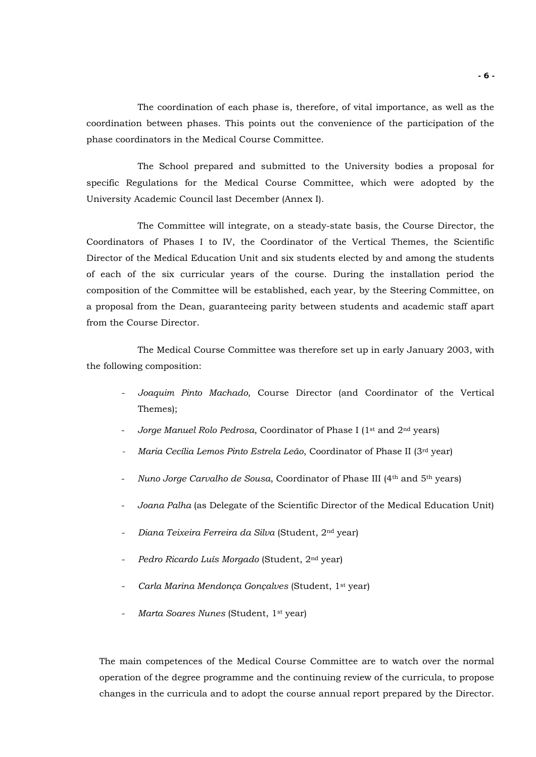The coordination of each phase is, therefore, of vital importance, as well as the coordination between phases. This points out the convenience of the participation of the phase coordinators in the Medical Course Committee.

The School prepared and submitted to the University bodies a proposal for specific Regulations for the Medical Course Committee, which were adopted by the University Academic Council last December (Annex I).

The Committee will integrate, on a steady-state basis, the Course Director, the Coordinators of Phases I to IV, the Coordinator of the Vertical Themes, the Scientific Director of the Medical Education Unit and six students elected by and among the students of each of the six curricular years of the course. During the installation period the composition of the Committee will be established, each year, by the Steering Committee, on a proposal from the Dean, guaranteeing parity between students and academic staff apart from the Course Director.

The Medical Course Committee was therefore set up in early January 2003, with the following composition:

- *Joaquim Pinto Machado*, Course Director (and Coordinator of the Vertical Themes);
- *Jorge Manuel Rolo Pedrosa*, Coordinator of Phase I (1st and 2nd years)
- *Maria Cecília Lemos Pinto Estrela Leão*, Coordinator of Phase II (3rd year)
- *Nuno Jorge Carvalho de Sousa*, Coordinator of Phase III (4th and 5th years)
- *Joana Palha* (as Delegate of the Scientific Director of the Medical Education Unit)
- *Diana Teixeira Ferreira da Silva* (Student, 2nd year)
- *Pedro Ricardo Luís Morgado* (Student, 2nd year)
- *Carla Marina Mendonça Gonçalves* (Student, 1st year)
- *Marta Soares Nunes* (Student, 1st year)

The main competences of the Medical Course Committee are to watch over the normal operation of the degree programme and the continuing review of the curricula, to propose changes in the curricula and to adopt the course annual report prepared by the Director.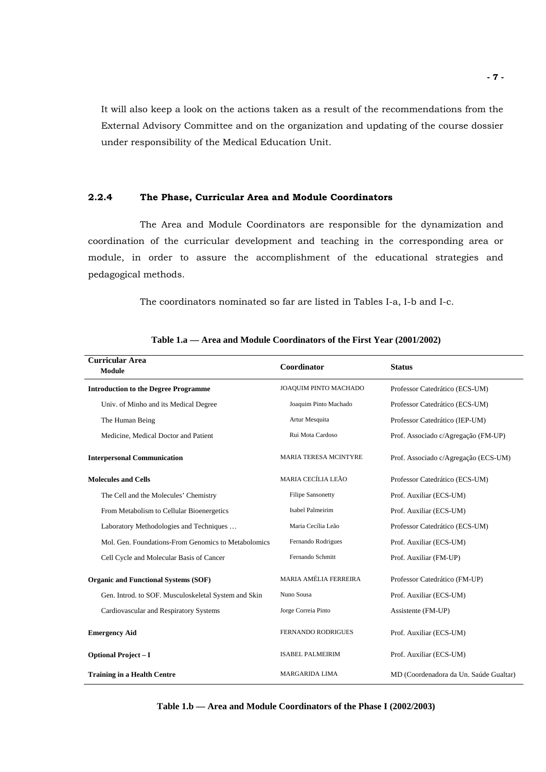It will also keep a look on the actions taken as a result of the recommendations from the External Advisory Committee and on the organization and updating of the course dossier under responsibility of the Medical Education Unit.

### 2.2.4 The Phase, Curricular Area and Module Coordinators

The Area and Module Coordinators are responsible for the dynamization and coordination of the curricular development and teaching in the corresponding area or module, in order to assure the accomplishment of the educational strategies and pedagogical methods.

The coordinators nominated so far are listed in Tables I-a, I-b and I-c.

**Table 1.a — Area and Module Coordinators of the First Year (2001/2002)**

| Curricular Area<br>Module | Coordinator | Status |
|---|---|---|
| **Introduction to the Degree Programme** | JOAQUIM PINTO MACHADO | Professor Catedrático (ECS-UM) |
| Univ. of Minho and its Medical Degree | Joaquim Pinto Machado | Professor Catedrático (ECS-UM) |
| The Human Being | Artur Mesquita | Professor Catedrático (IEP-UM) |
| Medicine, Medical Doctor and Patient | Rui Mota Cardoso | Prof. Associado c/Agregação (FM-UP) |
| **Interpersonal Communication** | MARIA TERESA MCINTYRE | Prof. Associado c/Agregação (ECS-UM) |
| **Molecules and Cells** | MARIA CECÍLIA LEÃO | Professor Catedrático (ECS-UM) |
| The Cell and the Molecules' Chemistry | Filipe Sansonetty | Prof. Auxiliar (ECS-UM) |
| From Metabolism to Cellular Bioenergetics | Isabel Palmeirim | Prof. Auxiliar (ECS-UM) |
| Laboratory Methodologies and Techniques … | Maria Cecília Leão | Professor Catedrático (ECS-UM) |
| Mol. Gen. Foundations-From Genomics to Metabolomics | Fernando Rodrigues | Prof. Auxiliar (ECS-UM) |
| Cell Cycle and Molecular Basis of Cancer | Fernando Schmitt | Prof. Auxiliar (FM-UP) |
| **Organic and Functional Systems (SOF)** | MARIA AMÉLIA FERREIRA | Professor Catedrático (FM-UP) |
| Gen. Introd. to SOF. Musculoskeletal System and Skin | Nuno Sousa | Prof. Auxiliar (ECS-UM) |
| Cardiovascular and Respiratory Systems | Jorge Correia Pinto | Assistente (FM-UP) |
| **Emergency Aid** | FERNANDO RODRIGUES | Prof. Auxiliar (ECS-UM) |
| **Optional Project – I** | ISABEL PALMEIRIM | Prof. Auxiliar (ECS-UM) |
| **Training in a Health Centre** | MARGARIDA LIMA | MD (Coordenadora da Un. Saúde Gualtar) |

**Table 1.b — Area and Module Coordinators of the Phase I (2002/2003)**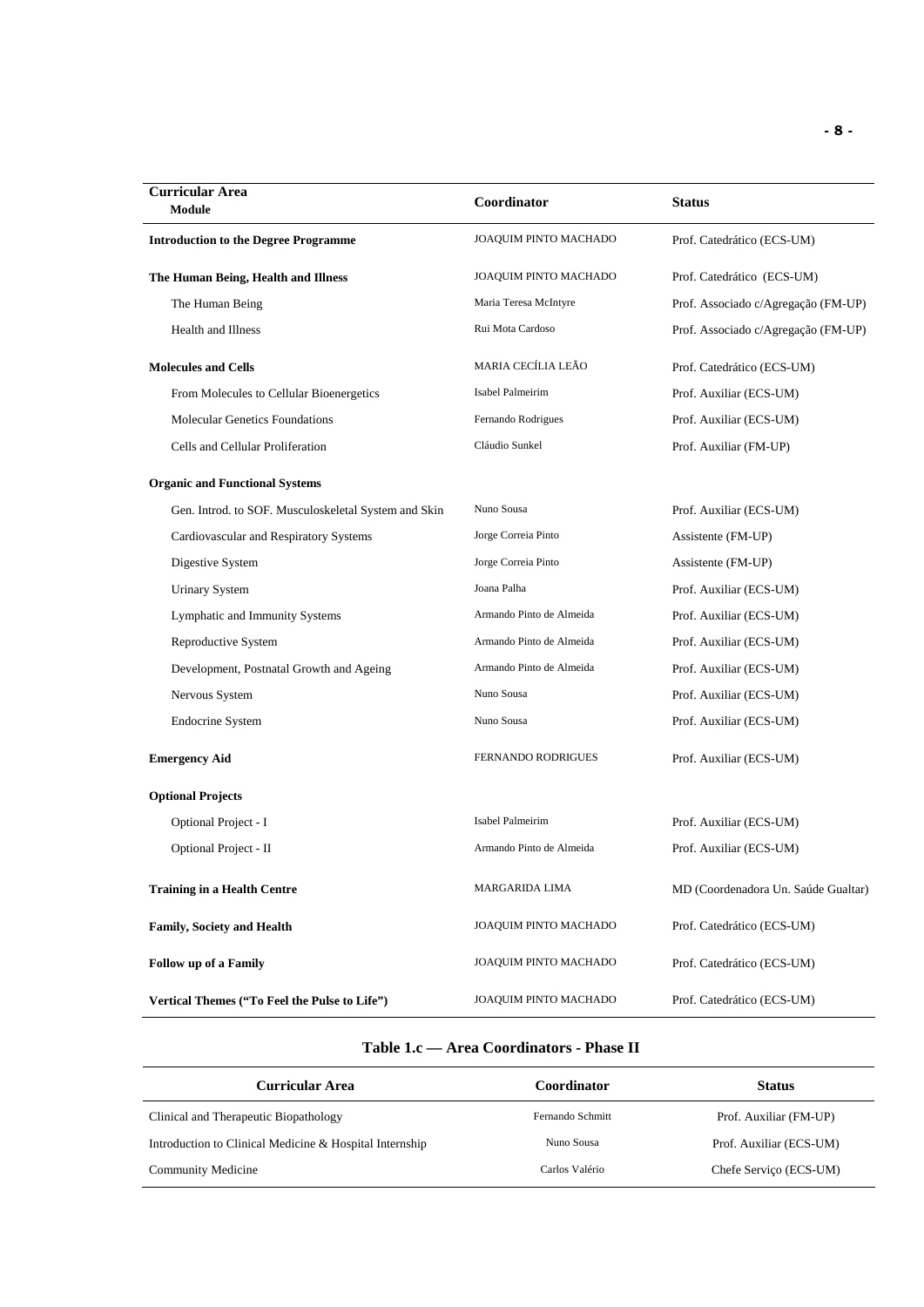| Curricular Area<br>Module | Coordinator | Status |
|---|---|---|
| **Introduction to the Degree Programme** | JOAQUIM PINTO MACHADO | Prof. Catedrático (ECS-UM) |
| **The Human Being, Health and Illness** | JOAQUIM PINTO MACHADO | Prof. Catedrático (ECS-UM) |
| The Human Being | Maria Teresa McIntyre | Prof. Associado c/Agregação (FM-UP) |
| Health and Illness | Rui Mota Cardoso | Prof. Associado c/Agregação (FM-UP) |
| **Molecules and Cells** | MARIA CECÍLIA LEÃO | Prof. Catedrático (ECS-UM) |
| From Molecules to Cellular Bioenergetics | Isabel Palmeirim | Prof. Auxiliar (ECS-UM) |
| Molecular Genetics Foundations | Fernando Rodrigues | Prof. Auxiliar (ECS-UM) |
| Cells and Cellular Proliferation | Cláudio Sunkel | Prof. Auxiliar (FM-UP) |
| **Organic and Functional Systems** | | |
| Gen. Introd. to SOF. Musculoskeletal System and Skin | Nuno Sousa | Prof. Auxiliar (ECS-UM) |
| Cardiovascular and Respiratory Systems | Jorge Correia Pinto | Assistente (FM-UP) |
| Digestive System | Jorge Correia Pinto | Assistente (FM-UP) |
| Urinary System | Joana Palha | Prof. Auxiliar (ECS-UM) |
| Lymphatic and Immunity Systems | Armando Pinto de Almeida | Prof. Auxiliar (ECS-UM) |
| Reproductive System | Armando Pinto de Almeida | Prof. Auxiliar (ECS-UM) |
| Development, Postnatal Growth and Ageing | Armando Pinto de Almeida | Prof. Auxiliar (ECS-UM) |
| Nervous System | Nuno Sousa | Prof. Auxiliar (ECS-UM) |
| Endocrine System | Nuno Sousa | Prof. Auxiliar (ECS-UM) |
| **Emergency Aid** | FERNANDO RODRIGUES | Prof. Auxiliar (ECS-UM) |
| **Optional Projects** | | |
| Optional Project - I | Isabel Palmeirim | Prof. Auxiliar (ECS-UM) |
| Optional Project - II | Armando Pinto de Almeida | Prof. Auxiliar (ECS-UM) |
| **Training in a Health Centre** | MARGARIDA LIMA | MD (Coordenadora Un. Saúde Gualtar) |
| **Family, Society and Health** | JOAQUIM PINTO MACHADO | Prof. Catedrático (ECS-UM) |
| **Follow up of a Family** | JOAQUIM PINTO MACHADO | Prof. Catedrático (ECS-UM) |
| **Vertical Themes ("To Feel the Pulse to Life")** | JOAQUIM PINTO MACHADO | Prof. Catedrático (ECS-UM) |

**Table 1.c — Area Coordinators - Phase II**

| Curricular Area | Coordinator | Status |
|---|---|---|
| Clinical and Therapeutic Biopathology | Fernando Schmitt | Prof. Auxiliar (FM-UP) |
| Introduction to Clinical Medicine & Hospital Internship | Nuno Sousa | Prof. Auxiliar (ECS-UM) |
| Community Medicine | Carlos Valério | Chefe Serviço (ECS-UM) |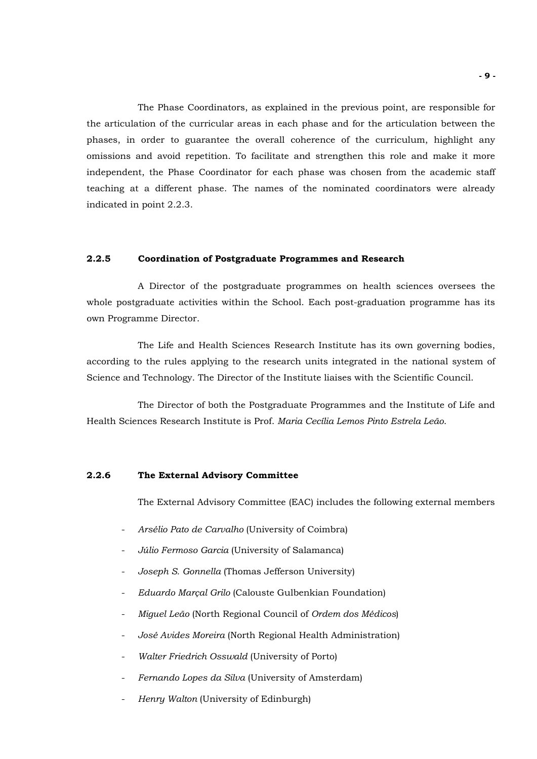The Phase Coordinators, as explained in the previous point, are responsible for the articulation of the curricular areas in each phase and for the articulation between the phases, in order to guarantee the overall coherence of the curriculum, highlight any omissions and avoid repetition. To facilitate and strengthen this role and make it more independent, the Phase Coordinator for each phase was chosen from the academic staff teaching at a different phase. The names of the nominated coordinators were already indicated in point 2.2.3.

### 2.2.5 Coordination of Postgraduate Programmes and Research

A Director of the postgraduate programmes on health sciences oversees the whole postgraduate activities within the School. Each post-graduation programme has its own Programme Director.

The Life and Health Sciences Research Institute has its own governing bodies, according to the rules applying to the research units integrated in the national system of Science and Technology. The Director of the Institute liaises with the Scientific Council.

The Director of both the Postgraduate Programmes and the Institute of Life and Health Sciences Research Institute is Prof. *Maria Cecília Lemos Pinto Estrela Leão.*

### 2.2.6 The External Advisory Committee

The External Advisory Committee (EAC) includes the following external members

- *Arsélio Pato de Carvalho* (University of Coimbra)
- *Júlio Fermoso Garcia* (University of Salamanca)
- *Joseph S. Gonnella* (Thomas Jefferson University)
- *Eduardo Marçal Grilo* (Calouste Gulbenkian Foundation)
- *Miguel Leão* (North Regional Council of *Ordem dos Médicos*)
- *José Avides Moreira* (North Regional Health Administration)
- *Walter Friedrich Osswald* (University of Porto)
- *Fernando Lopes da Silva* (University of Amsterdam)
- *Henry Walton* (University of Edinburgh)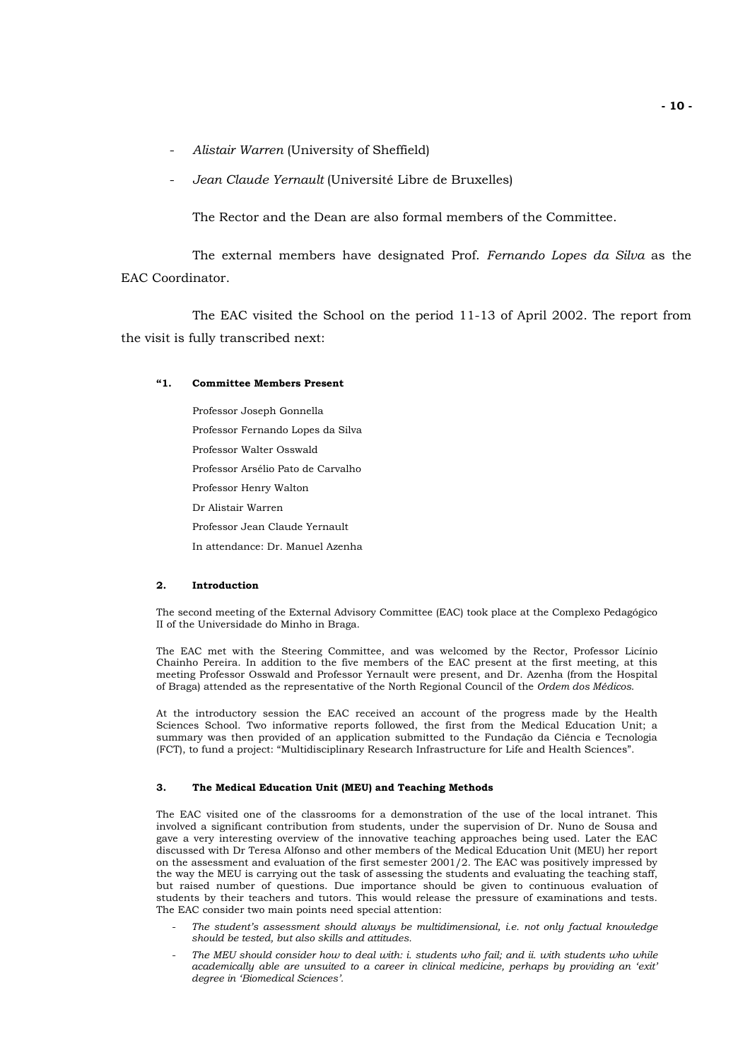- *Alistair Warren* (University of Sheffield)
- *Jean Claude Yernault* (Université Libre de Bruxelles)

The Rector and the Dean are also formal members of the Committee.

The external members have designated Prof. *Fernando Lopes da Silva* as the EAC Coordinator.

The EAC visited the School on the period 11-13 of April 2002. The report from the visit is fully transcribed next:

**"1. Committee Members Present**

Professor Joseph Gonnella

Professor Fernando Lopes da Silva

Professor Walter Osswald

Professor Arsélio Pato de Carvalho

Professor Henry Walton

Dr Alistair Warren

Professor Jean Claude Yernault

In attendance: Dr. Manuel Azenha

**2. Introduction**

The second meeting of the External Advisory Committee (EAC) took place at the Complexo Pedagógico II of the Universidade do Minho in Braga.

The EAC met with the Steering Committee, and was welcomed by the Rector, Professor Licínio Chainho Pereira. In addition to the five members of the EAC present at the first meeting, at this meeting Professor Osswald and Professor Yernault were present, and Dr. Azenha (from the Hospital of Braga) attended as the representative of the North Regional Council of the *Ordem dos Médicos*.

At the introductory session the EAC received an account of the progress made by the Health Sciences School. Two informative reports followed, the first from the Medical Education Unit; a summary was then provided of an application submitted to the Fundação da Ciência e Tecnologia (FCT), to fund a project: "Multidisciplinary Research Infrastructure for Life and Health Sciences".

**3. The Medical Education Unit (MEU) and Teaching Methods**

The EAC visited one of the classrooms for a demonstration of the use of the local intranet. This involved a significant contribution from students, under the supervision of Dr. Nuno de Sousa and gave a very interesting overview of the innovative teaching approaches being used. Later the EAC discussed with Dr Teresa Alfonso and other members of the Medical Education Unit (MEU) her report on the assessment and evaluation of the first semester 2001/2. The EAC was positively impressed by the way the MEU is carrying out the task of assessing the students and evaluating the teaching staff, but raised number of questions. Due importance should be given to continuous evaluation of students by their teachers and tutors. This would release the pressure of examinations and tests. The EAC consider two main points need special attention:

- *The student's assessment should always be multidimensional, i.e. not only factual knowledge should be tested, but also skills and attitudes.*
- *The MEU should consider how to deal with: i. students who fail; and ii. with students who while academically able are unsuited to a career in clinical medicine, perhaps by providing an 'exit' degree in 'Biomedical Sciences'.*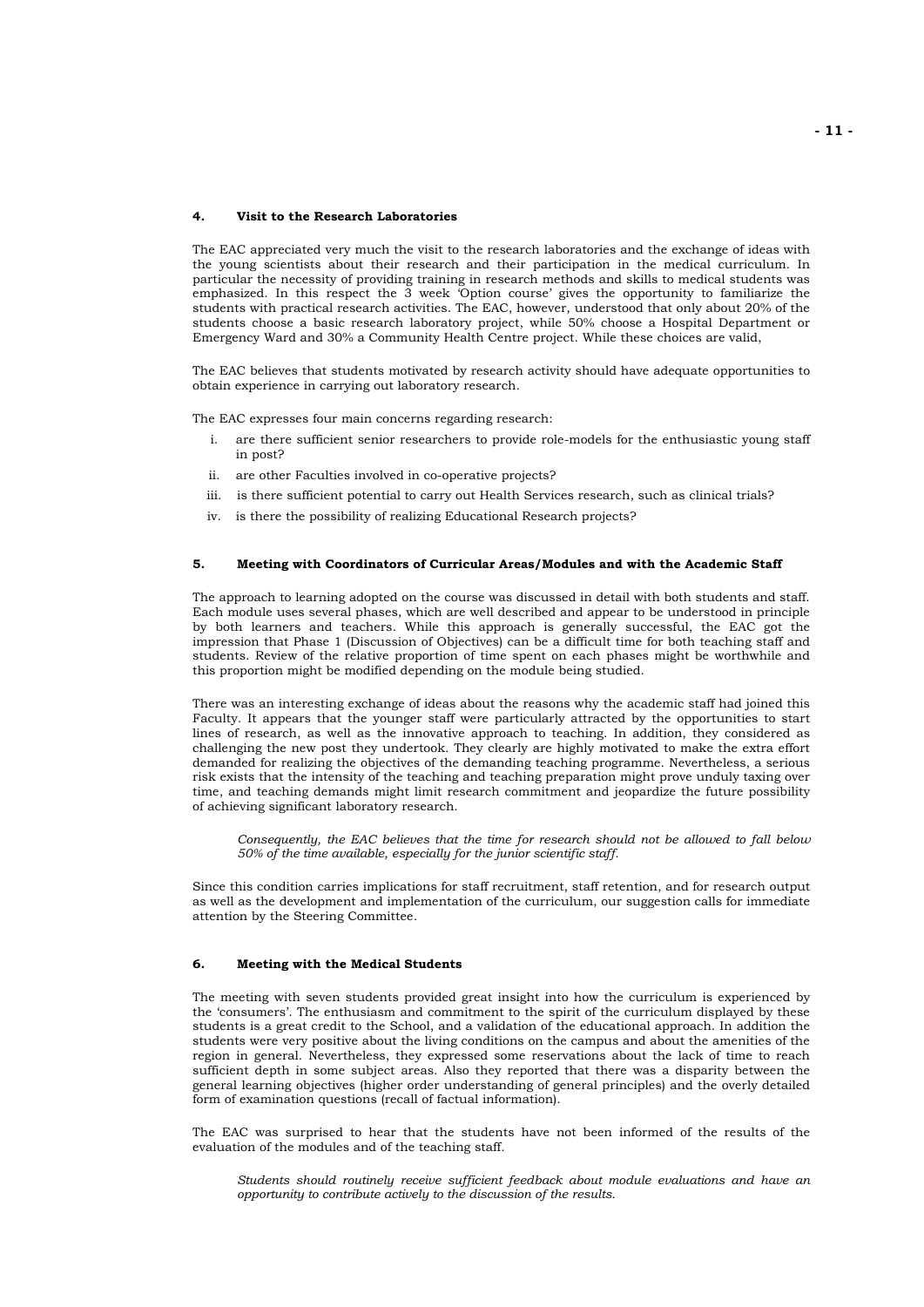## 4. Visit to the Research Laboratories

The EAC appreciated very much the visit to the research laboratories and the exchange of ideas with the young scientists about their research and their participation in the medical curriculum. In particular the necessity of providing training in research methods and skills to medical students was emphasized. In this respect the 3 week 'Option course' gives the opportunity to familiarize the students with practical research activities. The EAC, however, understood that only about 20% of the students choose a basic research laboratory project, while 50% choose a Hospital Department or Emergency Ward and 30% a Community Health Centre project. While these choices are valid,

The EAC believes that students motivated by research activity should have adequate opportunities to obtain experience in carrying out laboratory research.

The EAC expresses four main concerns regarding research:

i. are there sufficient senior researchers to provide role-models for the enthusiastic young staff in post?
ii. are other Faculties involved in co-operative projects?
iii. is there sufficient potential to carry out Health Services research, such as clinical trials?
iv. is there the possibility of realizing Educational Research projects?

## 5. Meeting with Coordinators of Curricular Areas/Modules and with the Academic Staff

The approach to learning adopted on the course was discussed in detail with both students and staff. Each module uses several phases, which are well described and appear to be understood in principle by both learners and teachers. While this approach is generally successful, the EAC got the impression that Phase 1 (Discussion of Objectives) can be a difficult time for both teaching staff and students. Review of the relative proportion of time spent on each phases might be worthwhile and this proportion might be modified depending on the module being studied.

There was an interesting exchange of ideas about the reasons why the academic staff had joined this Faculty. It appears that the younger staff were particularly attracted by the opportunities to start lines of research, as well as the innovative approach to teaching. In addition, they considered as challenging the new post they undertook. They clearly are highly motivated to make the extra effort demanded for realizing the objectives of the demanding teaching programme. Nevertheless, a serious risk exists that the intensity of the teaching and teaching preparation might prove unduly taxing over time, and teaching demands might limit research commitment and jeopardize the future possibility of achieving significant laboratory research.

*Consequently, the EAC believes that the time for research should not be allowed to fall below 50% of the time available, especially for the junior scientific staff.*

Since this condition carries implications for staff recruitment, staff retention, and for research output as well as the development and implementation of the curriculum, our suggestion calls for immediate attention by the Steering Committee.

## 6. Meeting with the Medical Students

The meeting with seven students provided great insight into how the curriculum is experienced by the 'consumers'. The enthusiasm and commitment to the spirit of the curriculum displayed by these students is a great credit to the School, and a validation of the educational approach. In addition the students were very positive about the living conditions on the campus and about the amenities of the region in general. Nevertheless, they expressed some reservations about the lack of time to reach sufficient depth in some subject areas. Also they reported that there was a disparity between the general learning objectives (higher order understanding of general principles) and the overly detailed form of examination questions (recall of factual information).

The EAC was surprised to hear that the students have not been informed of the results of the evaluation of the modules and of the teaching staff.

*Students should routinely receive sufficient feedback about module evaluations and have an opportunity to contribute actively to the discussion of the results.*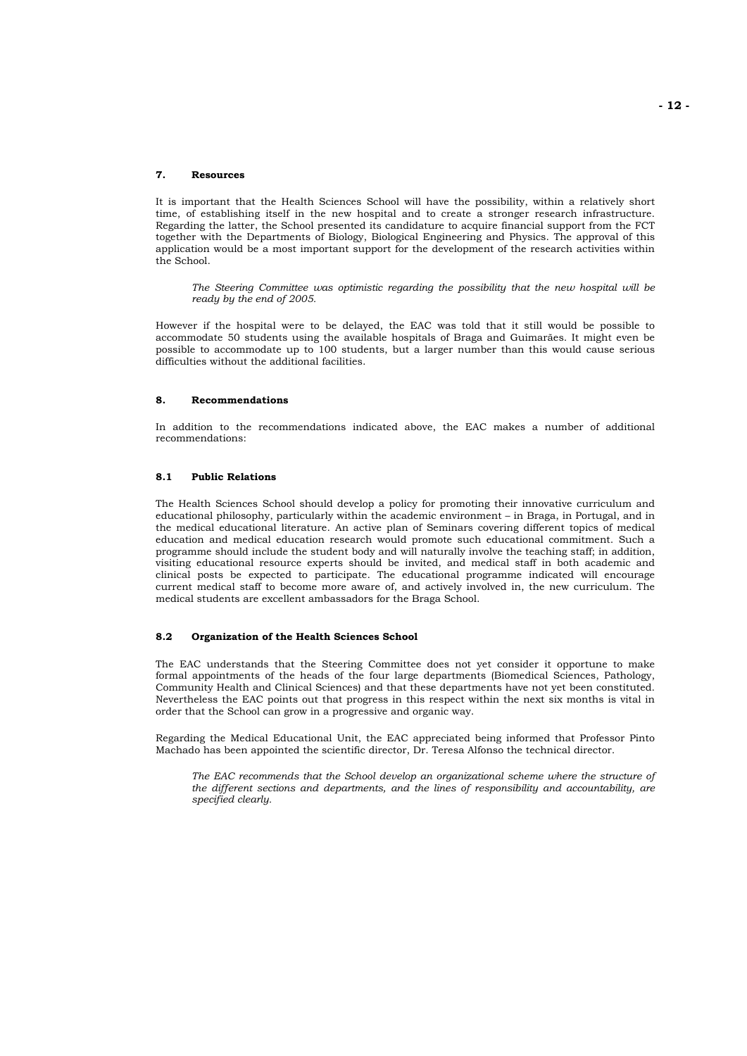## 7. Resources

It is important that the Health Sciences School will have the possibility, within a relatively short time, of establishing itself in the new hospital and to create a stronger research infrastructure. Regarding the latter, the School presented its candidature to acquire financial support from the FCT together with the Departments of Biology, Biological Engineering and Physics. The approval of this application would be a most important support for the development of the research activities within the School.

> *The Steering Committee was optimistic regarding the possibility that the new hospital will be ready by the end of 2005.*

However if the hospital were to be delayed, the EAC was told that it still would be possible to accommodate 50 students using the available hospitals of Braga and Guimarães. It might even be possible to accommodate up to 100 students, but a larger number than this would cause serious difficulties without the additional facilities.

## 8. Recommendations

In addition to the recommendations indicated above, the EAC makes a number of additional recommendations:

### 8.1 Public Relations

The Health Sciences School should develop a policy for promoting their innovative curriculum and educational philosophy, particularly within the academic environment – in Braga, in Portugal, and in the medical educational literature. An active plan of Seminars covering different topics of medical education and medical education research would promote such educational commitment. Such a programme should include the student body and will naturally involve the teaching staff; in addition, visiting educational resource experts should be invited, and medical staff in both academic and clinical posts be expected to participate. The educational programme indicated will encourage current medical staff to become more aware of, and actively involved in, the new curriculum. The medical students are excellent ambassadors for the Braga School.

### 8.2 Organization of the Health Sciences School

The EAC understands that the Steering Committee does not yet consider it opportune to make formal appointments of the heads of the four large departments (Biomedical Sciences, Pathology, Community Health and Clinical Sciences) and that these departments have not yet been constituted. Nevertheless the EAC points out that progress in this respect within the next six months is vital in order that the School can grow in a progressive and organic way.

Regarding the Medical Educational Unit, the EAC appreciated being informed that Professor Pinto Machado has been appointed the scientific director, Dr. Teresa Alfonso the technical director.

> *The EAC recommends that the School develop an organizational scheme where the structure of the different sections and departments, and the lines of responsibility and accountability, are specified clearly.*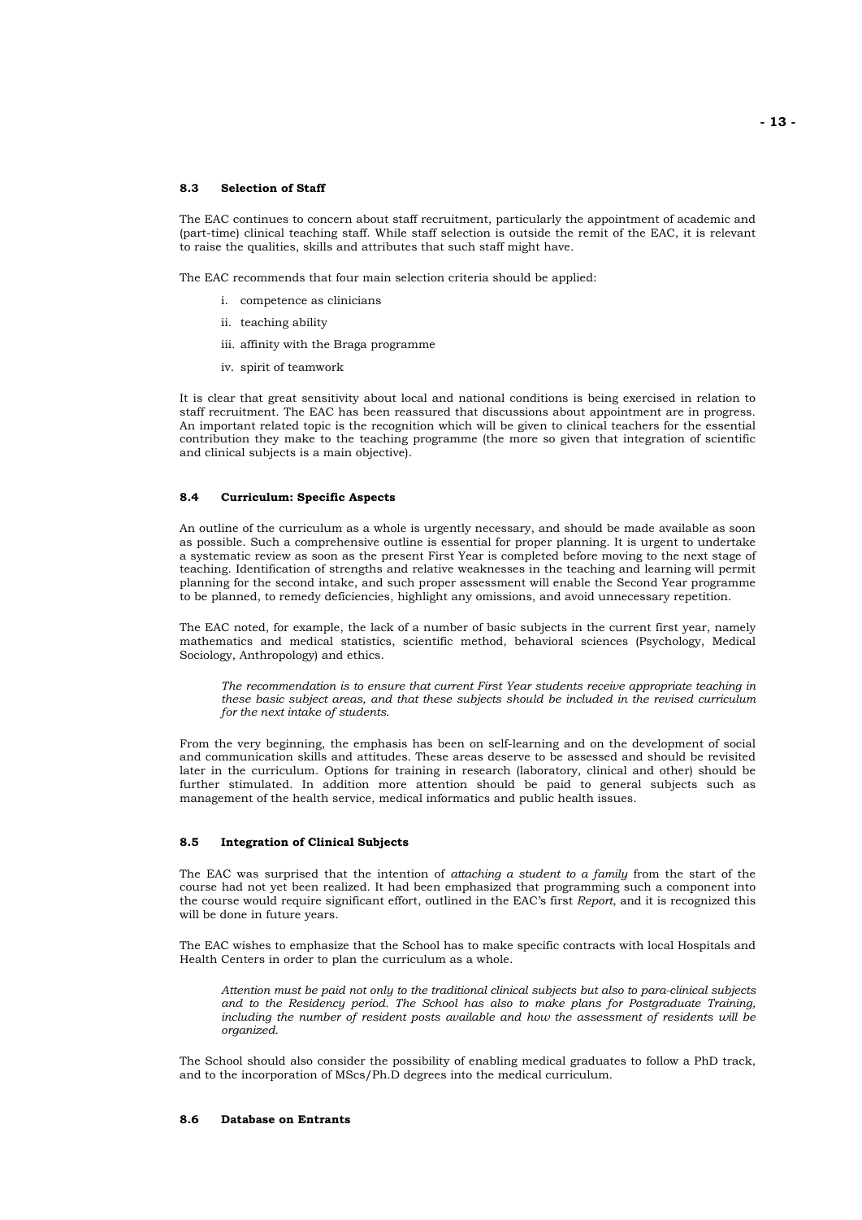### 8.3 Selection of Staff

The EAC continues to concern about staff recruitment, particularly the appointment of academic and (part-time) clinical teaching staff. While staff selection is outside the remit of the EAC, it is relevant to raise the qualities, skills and attributes that such staff might have.

The EAC recommends that four main selection criteria should be applied:

i. competence as clinicians

ii. teaching ability

iii. affinity with the Braga programme

iv. spirit of teamwork

It is clear that great sensitivity about local and national conditions is being exercised in relation to staff recruitment. The EAC has been reassured that discussions about appointment are in progress. An important related topic is the recognition which will be given to clinical teachers for the essential contribution they make to the teaching programme (the more so given that integration of scientific and clinical subjects is a main objective).

### 8.4 Curriculum: Specific Aspects

An outline of the curriculum as a whole is urgently necessary, and should be made available as soon as possible. Such a comprehensive outline is essential for proper planning. It is urgent to undertake a systematic review as soon as the present First Year is completed before moving to the next stage of teaching. Identification of strengths and relative weaknesses in the teaching and learning will permit planning for the second intake, and such proper assessment will enable the Second Year programme to be planned, to remedy deficiencies, highlight any omissions, and avoid unnecessary repetition.

The EAC noted, for example, the lack of a number of basic subjects in the current first year, namely mathematics and medical statistics, scientific method, behavioral sciences (Psychology, Medical Sociology, Anthropology) and ethics.

> *The recommendation is to ensure that current First Year students receive appropriate teaching in these basic subject areas, and that these subjects should be included in the revised curriculum for the next intake of students.*

From the very beginning, the emphasis has been on self-learning and on the development of social and communication skills and attitudes. These areas deserve to be assessed and should be revisited later in the curriculum. Options for training in research (laboratory, clinical and other) should be further stimulated. In addition more attention should be paid to general subjects such as management of the health service, medical informatics and public health issues.

### 8.5 Integration of Clinical Subjects

The EAC was surprised that the intention of *attaching a student to a family* from the start of the course had not yet been realized. It had been emphasized that programming such a component into the course would require significant effort, outlined in the EAC's first *Report*, and it is recognized this will be done in future years.

The EAC wishes to emphasize that the School has to make specific contracts with local Hospitals and Health Centers in order to plan the curriculum as a whole.

> *Attention must be paid not only to the traditional clinical subjects but also to para-clinical subjects and to the Residency period. The School has also to make plans for Postgraduate Training, including the number of resident posts available and how the assessment of residents will be organized.*

The School should also consider the possibility of enabling medical graduates to follow a PhD track, and to the incorporation of MScs/Ph.D degrees into the medical curriculum.

### 8.6 Database on Entrants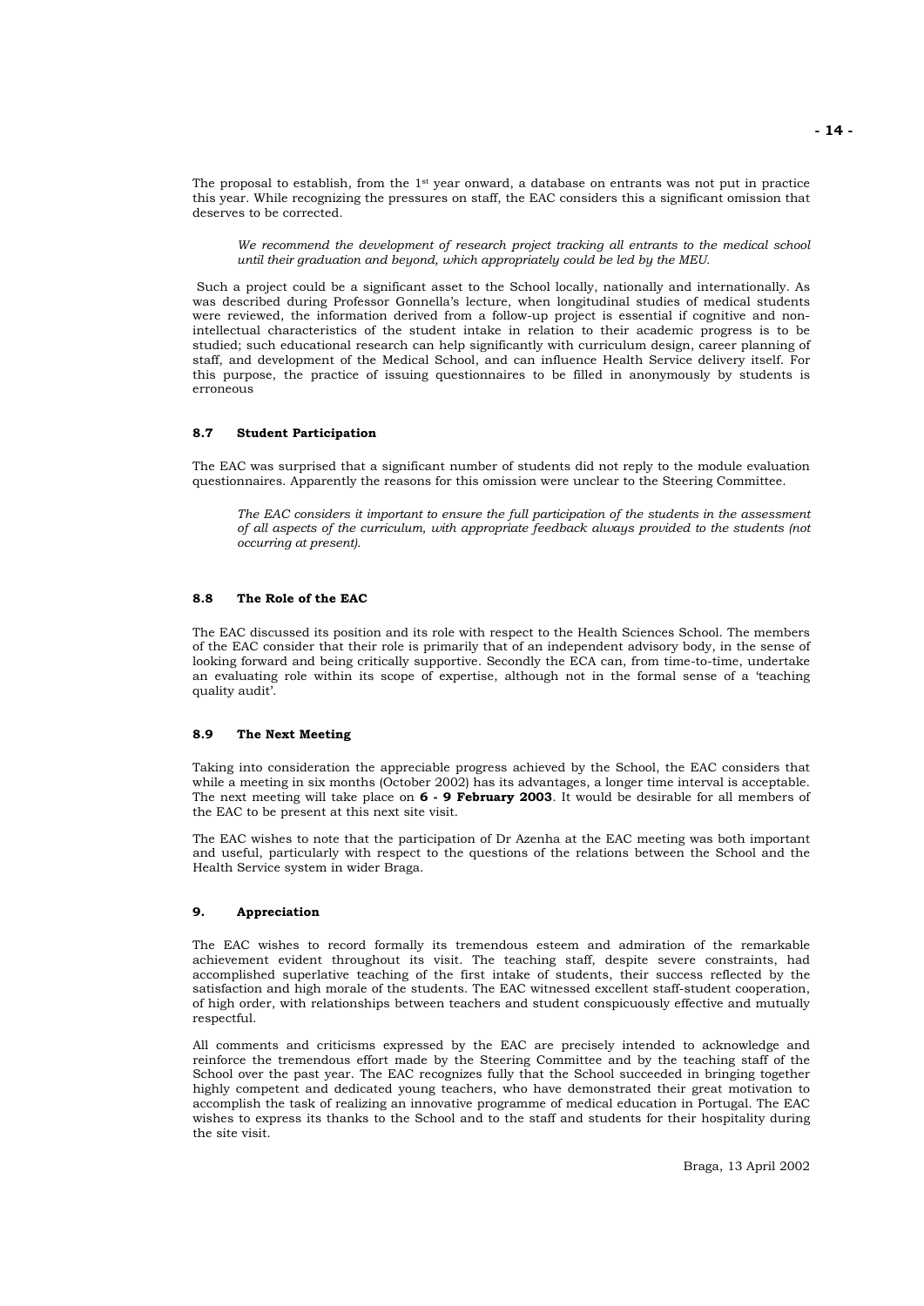The proposal to establish, from the 1st year onward, a database on entrants was not put in practice this year. While recognizing the pressures on staff, the EAC considers this a significant omission that deserves to be corrected.

> *We recommend the development of research project tracking all entrants to the medical school until their graduation and beyond, which appropriately could be led by the MEU.*

Such a project could be a significant asset to the School locally, nationally and internationally. As was described during Professor Gonnella's lecture, when longitudinal studies of medical students were reviewed, the information derived from a follow-up project is essential if cognitive and non-intellectual characteristics of the student intake in relation to their academic progress is to be studied; such educational research can help significantly with curriculum design, career planning of staff, and development of the Medical School, and can influence Health Service delivery itself. For this purpose, the practice of issuing questionnaires to be filled in anonymously by students is erroneous

### 8.7 Student Participation

The EAC was surprised that a significant number of students did not reply to the module evaluation questionnaires. Apparently the reasons for this omission were unclear to the Steering Committee.

> *The EAC considers it important to ensure the full participation of the students in the assessment of all aspects of the curriculum, with appropriate feedback always provided to the students (not occurring at present).*

### 8.8 The Role of the EAC

The EAC discussed its position and its role with respect to the Health Sciences School. The members of the EAC consider that their role is primarily that of an independent advisory body, in the sense of looking forward and being critically supportive. Secondly the ECA can, from time-to-time, undertake an evaluating role within its scope of expertise, although not in the formal sense of a 'teaching quality audit'.

### 8.9 The Next Meeting

Taking into consideration the appreciable progress achieved by the School, the EAC considers that while a meeting in six months (October 2002) has its advantages, a longer time interval is acceptable. The next meeting will take place on **6 - 9 February 2003**. It would be desirable for all members of the EAC to be present at this next site visit.

The EAC wishes to note that the participation of Dr Azenha at the EAC meeting was both important and useful, particularly with respect to the questions of the relations between the School and the Health Service system in wider Braga.

## 9. Appreciation

The EAC wishes to record formally its tremendous esteem and admiration of the remarkable achievement evident throughout its visit. The teaching staff, despite severe constraints, had accomplished superlative teaching of the first intake of students, their success reflected by the satisfaction and high morale of the students. The EAC witnessed excellent staff-student cooperation, of high order, with relationships between teachers and student conspicuously effective and mutually respectful.

All comments and criticisms expressed by the EAC are precisely intended to acknowledge and reinforce the tremendous effort made by the Steering Committee and by the teaching staff of the School over the past year. The EAC recognizes fully that the School succeeded in bringing together highly competent and dedicated young teachers, who have demonstrated their great motivation to accomplish the task of realizing an innovative programme of medical education in Portugal. The EAC wishes to express its thanks to the School and to the staff and students for their hospitality during the site visit.

Braga, 13 April 2002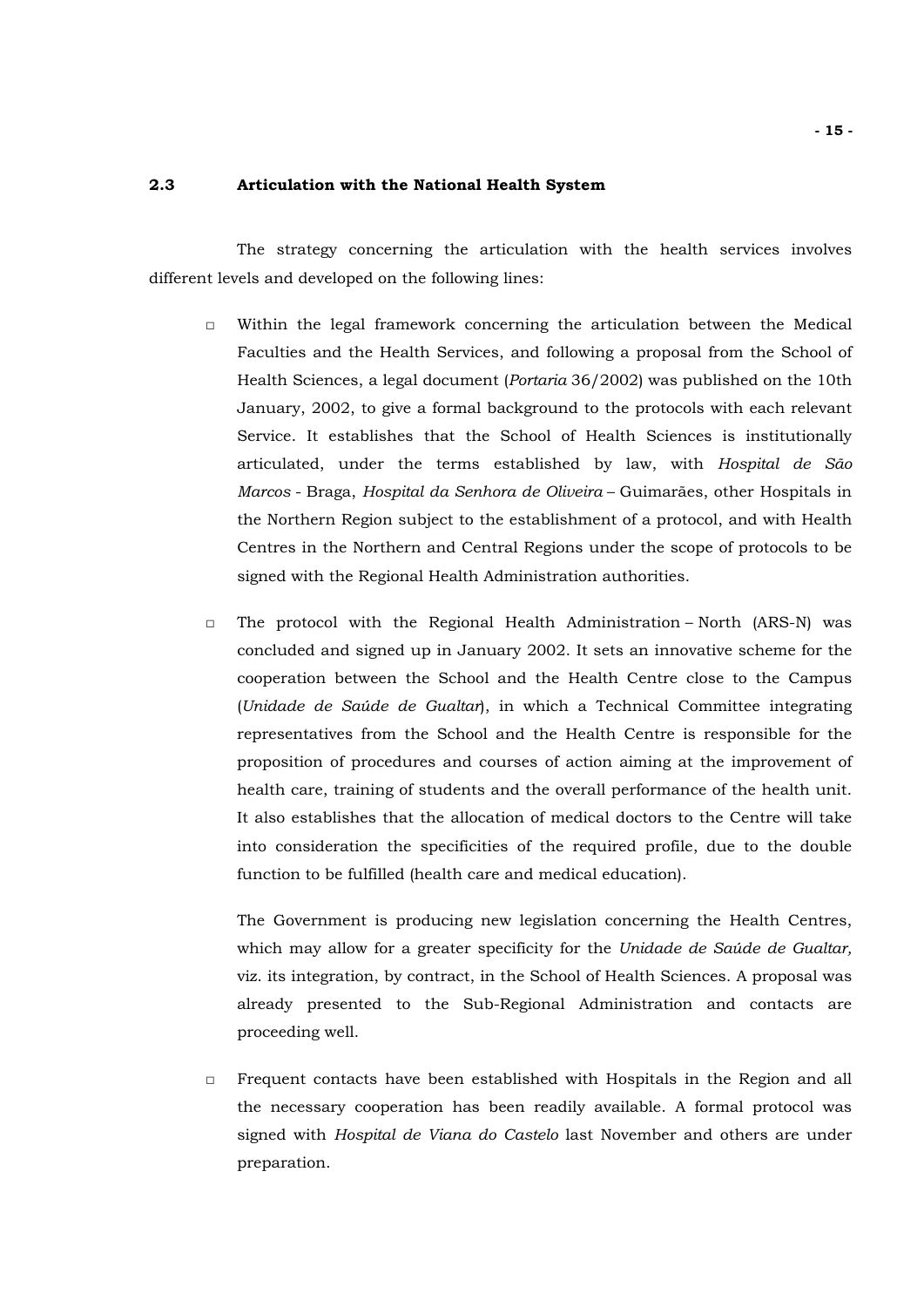## 2.3 Articulation with the National Health System

The strategy concerning the articulation with the health services involves different levels and developed on the following lines:

- Within the legal framework concerning the articulation between the Medical Faculties and the Health Services, and following a proposal from the School of Health Sciences, a legal document (*Portaria* 36/2002) was published on the 10th January, 2002, to give a formal background to the protocols with each relevant Service. It establishes that the School of Health Sciences is institutionally articulated, under the terms established by law, with *Hospital de São Marcos* - Braga, *Hospital da Senhora de Oliveira* – Guimarães, other Hospitals in the Northern Region subject to the establishment of a protocol, and with Health Centres in the Northern and Central Regions under the scope of protocols to be signed with the Regional Health Administration authorities.

- The protocol with the Regional Health Administration – North (ARS-N) was concluded and signed up in January 2002. It sets an innovative scheme for the cooperation between the School and the Health Centre close to the Campus (*Unidade de Saúde de Gualtar*), in which a Technical Committee integrating representatives from the School and the Health Centre is responsible for the proposition of procedures and courses of action aiming at the improvement of health care, training of students and the overall performance of the health unit. It also establishes that the allocation of medical doctors to the Centre will take into consideration the specificities of the required profile, due to the double function to be fulfilled (health care and medical education).

  The Government is producing new legislation concerning the Health Centres, which may allow for a greater specificity for the *Unidade de Saúde de Gualtar,* viz. its integration, by contract, in the School of Health Sciences. A proposal was already presented to the Sub-Regional Administration and contacts are proceeding well.

- Frequent contacts have been established with Hospitals in the Region and all the necessary cooperation has been readily available. A formal protocol was signed with *Hospital de Viana do Castelo* last November and others are under preparation.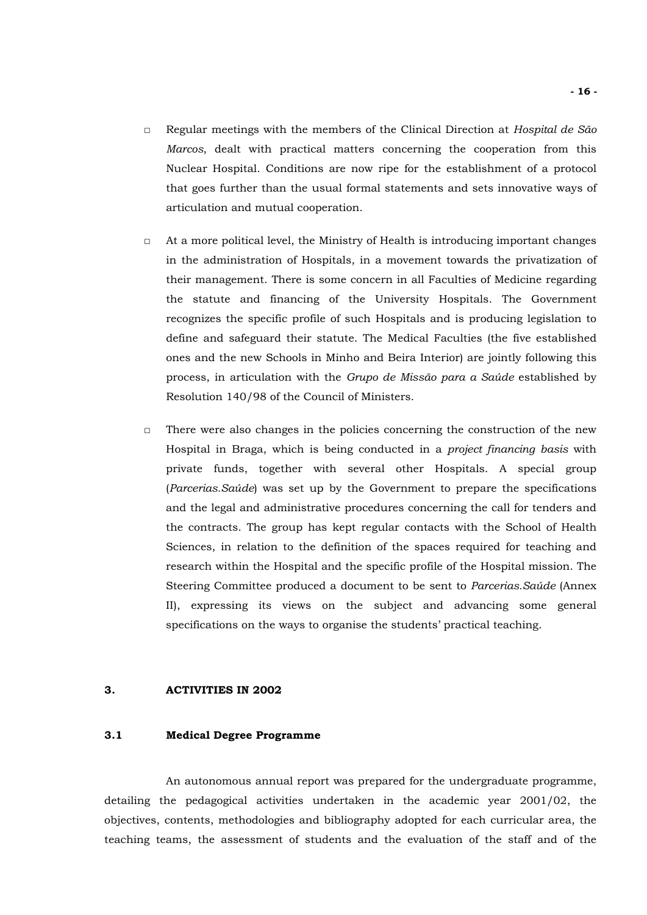- Regular meetings with the members of the Clinical Direction at *Hospital de São Marcos*, dealt with practical matters concerning the cooperation from this Nuclear Hospital. Conditions are now ripe for the establishment of a protocol that goes further than the usual formal statements and sets innovative ways of articulation and mutual cooperation.

- At a more political level, the Ministry of Health is introducing important changes in the administration of Hospitals, in a movement towards the privatization of their management. There is some concern in all Faculties of Medicine regarding the statute and financing of the University Hospitals. The Government recognizes the specific profile of such Hospitals and is producing legislation to define and safeguard their statute. The Medical Faculties (the five established ones and the new Schools in Minho and Beira Interior) are jointly following this process, in articulation with the *Grupo de Missão para a Saúde* established by Resolution 140/98 of the Council of Ministers.

- There were also changes in the policies concerning the construction of the new Hospital in Braga, which is being conducted in a *project financing basis* with private funds, together with several other Hospitals. A special group (*Parcerias.Saúde*) was set up by the Government to prepare the specifications and the legal and administrative procedures concerning the call for tenders and the contracts. The group has kept regular contacts with the School of Health Sciences, in relation to the definition of the spaces required for teaching and research within the Hospital and the specific profile of the Hospital mission. The Steering Committee produced a document to be sent to *Parcerias.Saúde* (Annex II), expressing its views on the subject and advancing some general specifications on the ways to organise the students' practical teaching.

## 3. ACTIVITIES IN 2002

### 3.1 Medical Degree Programme

An autonomous annual report was prepared for the undergraduate programme, detailing the pedagogical activities undertaken in the academic year 2001/02, the objectives, contents, methodologies and bibliography adopted for each curricular area, the teaching teams, the assessment of students and the evaluation of the staff and of the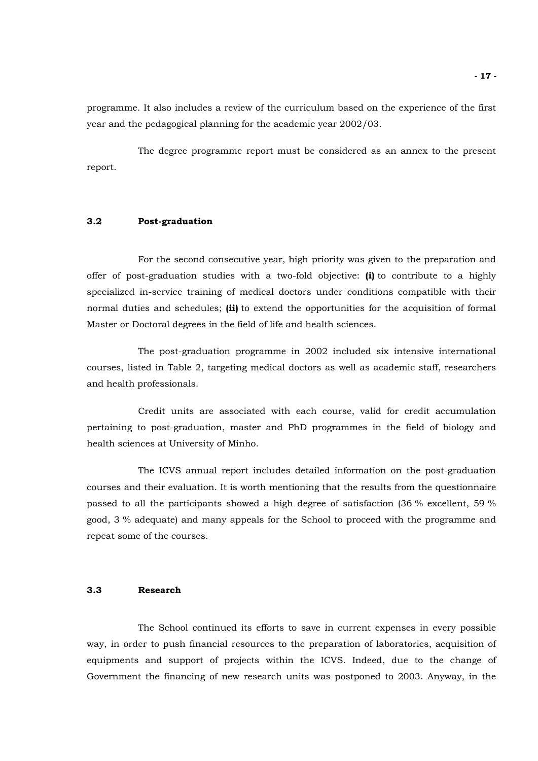programme. It also includes a review of the curriculum based on the experience of the first year and the pedagogical planning for the academic year 2002/03.

The degree programme report must be considered as an annex to the present report.

### 3.2 Post-graduation

For the second consecutive year, high priority was given to the preparation and offer of post-graduation studies with a two-fold objective: **(i)** to contribute to a highly specialized in-service training of medical doctors under conditions compatible with their normal duties and schedules; **(ii)** to extend the opportunities for the acquisition of formal Master or Doctoral degrees in the field of life and health sciences.

The post-graduation programme in 2002 included six intensive international courses, listed in Table 2, targeting medical doctors as well as academic staff, researchers and health professionals.

Credit units are associated with each course, valid for credit accumulation pertaining to post-graduation, master and PhD programmes in the field of biology and health sciences at University of Minho.

The ICVS annual report includes detailed information on the post-graduation courses and their evaluation. It is worth mentioning that the results from the questionnaire passed to all the participants showed a high degree of satisfaction (36 % excellent, 59 % good, 3 % adequate) and many appeals for the School to proceed with the programme and repeat some of the courses.

### 3.3 Research

The School continued its efforts to save in current expenses in every possible way, in order to push financial resources to the preparation of laboratories, acquisition of equipments and support of projects within the ICVS. Indeed, due to the change of Government the financing of new research units was postponed to 2003. Anyway, in the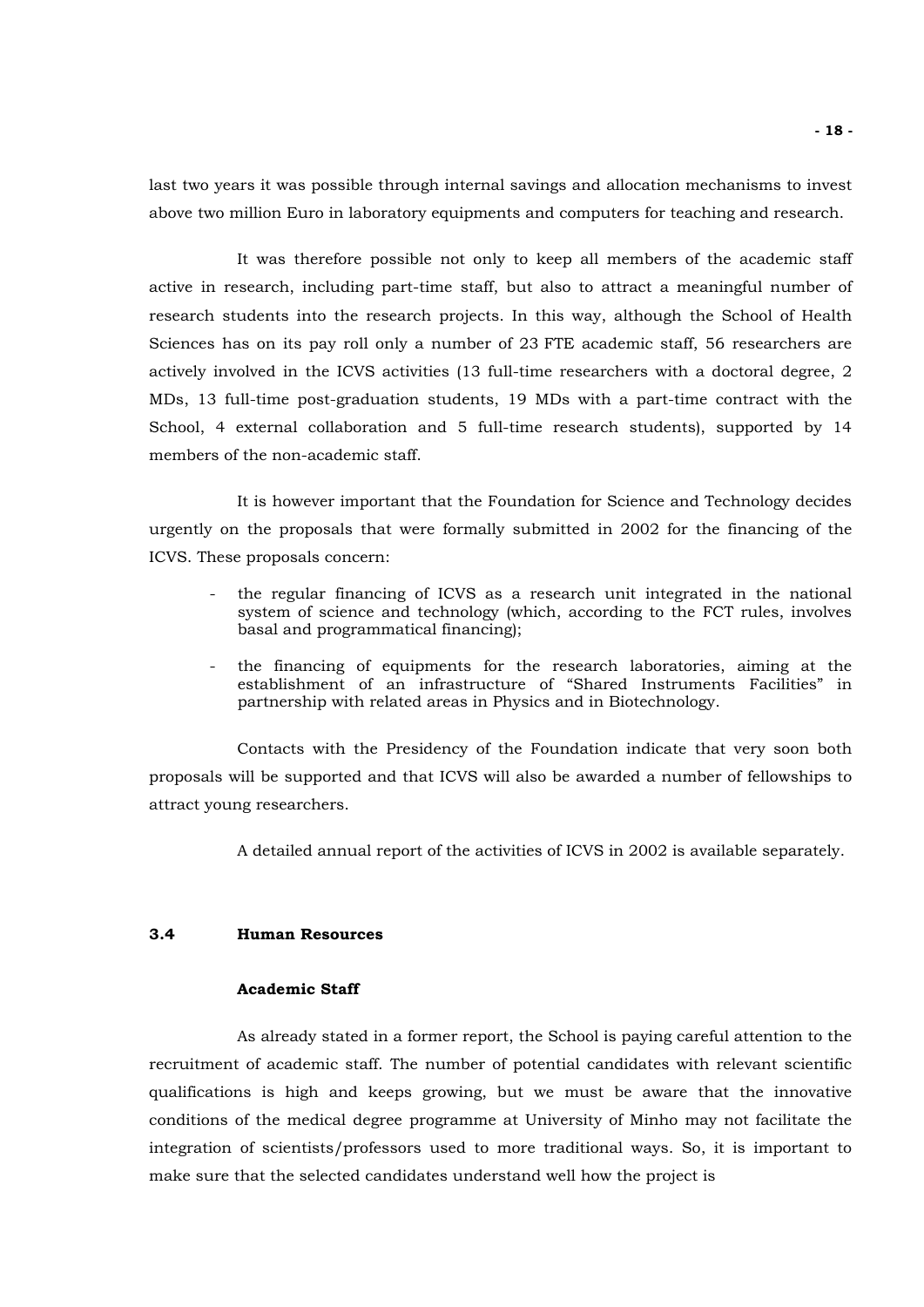last two years it was possible through internal savings and allocation mechanisms to invest above two million Euro in laboratory equipments and computers for teaching and research.

It was therefore possible not only to keep all members of the academic staff active in research, including part-time staff, but also to attract a meaningful number of research students into the research projects. In this way, although the School of Health Sciences has on its pay roll only a number of 23 FTE academic staff, 56 researchers are actively involved in the ICVS activities (13 full-time researchers with a doctoral degree, 2 MDs, 13 full-time post-graduation students, 19 MDs with a part-time contract with the School, 4 external collaboration and 5 full-time research students), supported by 14 members of the non-academic staff.

It is however important that the Foundation for Science and Technology decides urgently on the proposals that were formally submitted in 2002 for the financing of the ICVS. These proposals concern:

- the regular financing of ICVS as a research unit integrated in the national system of science and technology (which, according to the FCT rules, involves basal and programmatical financing);
- the financing of equipments for the research laboratories, aiming at the establishment of an infrastructure of "Shared Instruments Facilities" in partnership with related areas in Physics and in Biotechnology.

Contacts with the Presidency of the Foundation indicate that very soon both proposals will be supported and that ICVS will also be awarded a number of fellowships to attract young researchers.

A detailed annual report of the activities of ICVS in 2002 is available separately.

### 3.4 Human Resources

#### Academic Staff

As already stated in a former report, the School is paying careful attention to the recruitment of academic staff. The number of potential candidates with relevant scientific qualifications is high and keeps growing, but we must be aware that the innovative conditions of the medical degree programme at University of Minho may not facilitate the integration of scientists/professors used to more traditional ways. So, it is important to make sure that the selected candidates understand well how the project is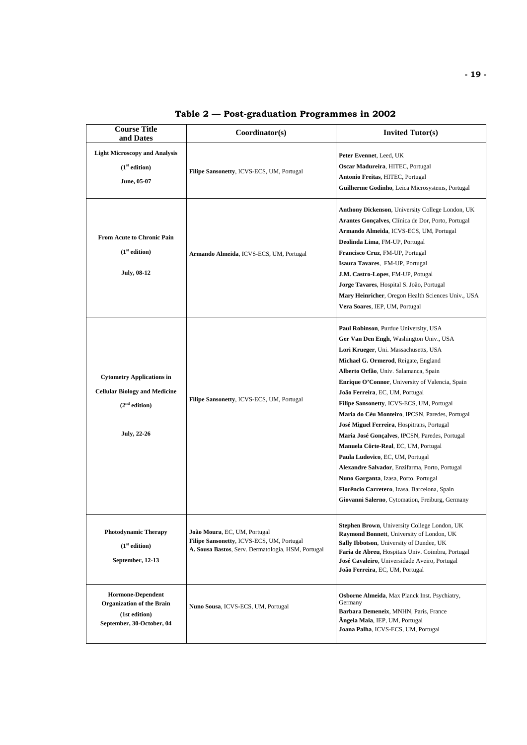## Table 2 — Post-graduation Programmes in 2002

| Course Title and Dates | Coordinator(s) | Invited Tutor(s) |
|---|---|---|
| **Light Microscopy and Analysis** (**1st edition**) **June, 05-07** | **Filipe Sansonetty**, ICVS-ECS, UM, Portugal | **Peter Evennet**, Leed, UK<br>**Oscar Madureira**, HITEC, Portugal<br>**Antonio Freitas**, HITEC, Portugal<br>**Guilherme Godinho**, Leica Microsystems, Portugal |
| **From Acute to Chronic Pain** (**1st edition**) **July, 08-12** | **Armando Almeida**, ICVS-ECS, UM, Portugal | **Anthony Dickenson**, University College London, UK<br>**Arantes Gonçalves**, Clínica de Dor, Porto, Portugal<br>**Armando Almeida**, ICVS-ECS, UM, Portugal<br>**Deolinda Lima**, FM-UP, Portugal<br>**Francisco Cruz**, FM-UP, Portugal<br>**Isaura Tavares**, FM-UP, Portugal<br>**J.M. Castro-Lopes**, FM-UP, Potugal<br>**Jorge Tavares**, Hospital S. João, Portugal<br>**Mary Heinricher**, Oregon Health Sciences Univ., USA<br>**Vera Soares**, IEP, UM, Portugal |
| **Cytometry Applications in Cellular Biology and Medicine** (**2nd edition**) **July, 22-26** | **Filipe Sansonetty**, ICVS-ECS, UM, Portugal | **Paul Robinson**, Purdue University, USA<br>**Ger Van Den Engh**, Washington Univ., USA<br>**Lori Krueger**, Uni. Massachusetts, USA<br>**Michael G. Ormerod**, Reigate, England<br>**Alberto Orfão**, Univ. Salamanca, Spain<br>**Enrique O'Connor**, University of Valencia, Spain<br>**João Ferreira**, EC, UM, Portugal<br>**Filipe Sansonetty**, ICVS-ECS, UM, Portugal<br>**Maria do Céu Monteiro**, IPCSN, Paredes, Portugal<br>**José Miguel Ferreira**, Hospitrans, Portugal<br>**Maria José Gonçalves**, IPCSN, Paredes, Portugal<br>**Manuela Côrte-Real**, EC, UM, Portugal<br>**Paula Ludovico**, EC, UM, Portugal<br>**Alexandre Salvador**, Enzifarma, Porto, Portugal<br>**Nuno Garganta**, Izasa, Porto, Portugal<br>**Florêncio Carretero**, Izasa, Barcelona, Spain<br>**Giovanni Salerno**, Cytomation, Freiburg, Germany |
| **Photodynamic Therapy** (**1st edition**) **September, 12-13** | **João Moura**, EC, UM, Portugal<br>**Filipe Sansonetty**, ICVS-ECS, UM, Portugal<br>**A. Sousa Bastos**, Serv. Dermatologia, HSM, Portugal | **Stephen Brown**, University College London, UK<br>**Raymond Bonnett**, University of London, UK<br>**Sally Ibbotson**, University of Dundee, UK<br>**Faria de Abreu**, Hospitais Univ. Coimbra, Portugal<br>**José Cavaleiro**, Universidade Aveiro, Portugal<br>**João Ferreira**, EC, UM, Portugal |
| **Hormone-Dependent Organization of the Brain** (**1st edition**) **September, 30-October, 04** | **Nuno Sousa**, ICVS-ECS, UM, Portugal | **Osborne Almeida**, Max Planck Inst. Psychiatry, Germany<br>**Barbara Demeneix**, MNHN, Paris, France<br>**Ângela Maia**, IEP, UM, Portugal<br>**Joana Palha**, ICVS-ECS, UM, Portugal |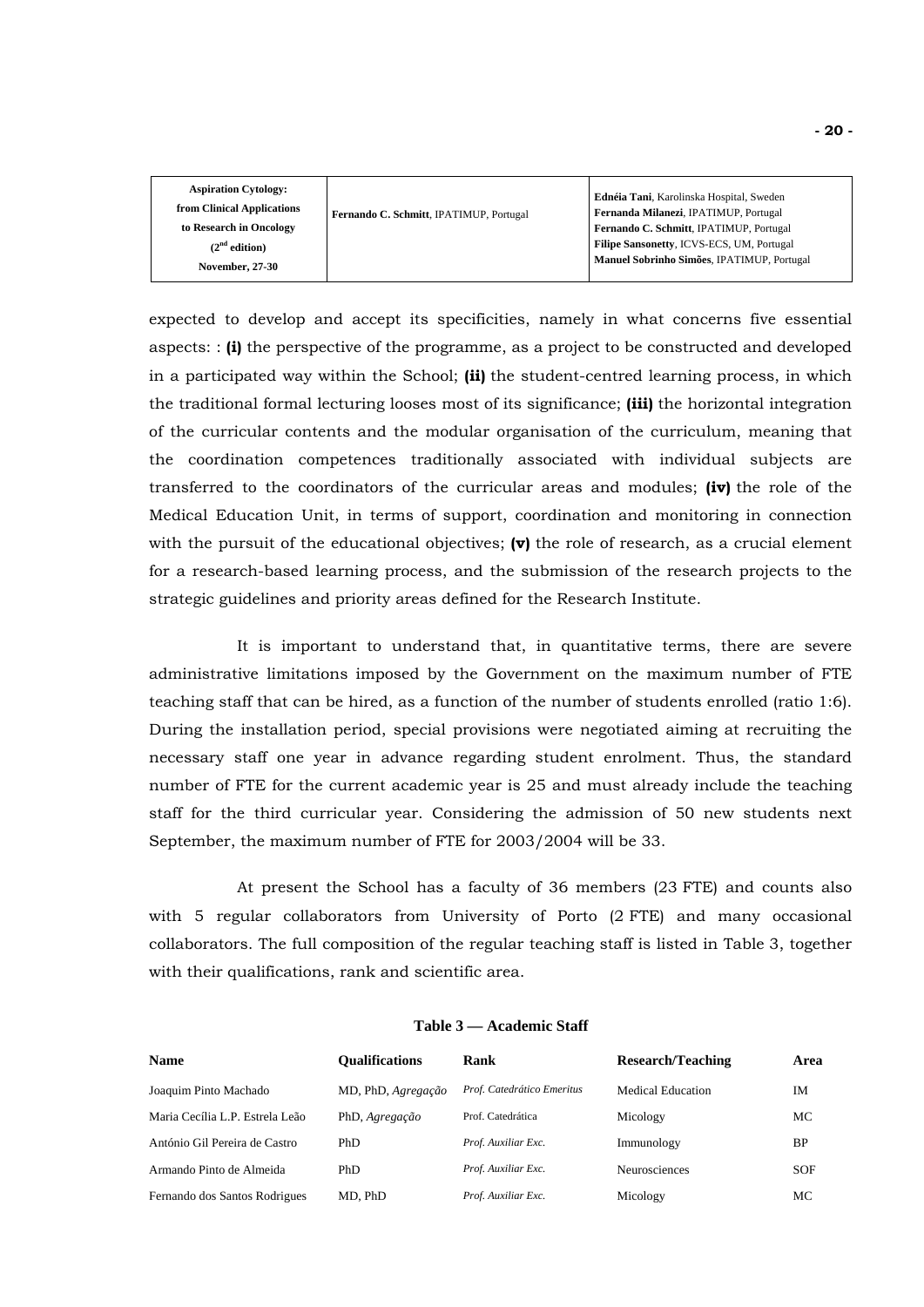| **Aspiration Cytology: from Clinical Applications to Research in Oncology ($2^{nd}$ edition) November, 27-30** | **Fernando C. Schmitt**, IPATIMUP, Portugal | **Ednéia Tani**, Karolinska Hospital, Sweden<br>**Fernanda Milanezi**, IPATIMUP, Portugal<br>**Fernando C. Schmitt**, IPATIMUP, Portugal<br>**Filipe Sansonetty**, ICVS-ECS, UM, Portugal<br>**Manuel Sobrinho Simões**, IPATIMUP, Portugal |
|---|---|---|

expected to develop and accept its specificities, namely in what concerns five essential aspects: : **(i)** the perspective of the programme, as a project to be constructed and developed in a participated way within the School; **(ii)** the student-centred learning process, in which the traditional formal lecturing looses most of its significance; **(iii)** the horizontal integration of the curricular contents and the modular organisation of the curriculum, meaning that the coordination competences traditionally associated with individual subjects are transferred to the coordinators of the curricular areas and modules; **(iv)** the role of the Medical Education Unit, in terms of support, coordination and monitoring in connection with the pursuit of the educational objectives; **(v)** the role of research, as a crucial element for a research-based learning process, and the submission of the research projects to the strategic guidelines and priority areas defined for the Research Institute.

It is important to understand that, in quantitative terms, there are severe administrative limitations imposed by the Government on the maximum number of FTE teaching staff that can be hired, as a function of the number of students enrolled (ratio 1:6). During the installation period, special provisions were negotiated aiming at recruiting the necessary staff one year in advance regarding student enrolment. Thus, the standard number of FTE for the current academic year is 25 and must already include the teaching staff for the third curricular year. Considering the admission of 50 new students next September, the maximum number of FTE for 2003/2004 will be 33.

At present the School has a faculty of 36 members (23 FTE) and counts also with 5 regular collaborators from University of Porto (2 FTE) and many occasional collaborators. The full composition of the regular teaching staff is listed in Table 3, together with their qualifications, rank and scientific area.

**Table 3 — Academic Staff**

| Name | Qualifications | Rank | Research/Teaching | Area |
|---|---|---|---|---|
| Joaquim Pinto Machado | MD, PhD, *Agregação* | *Prof. Catedrático Emeritus* | Medical Education | IM |
| Maria Cecília L.P. Estrela Leão | PhD, *Agregação* | Prof. Catedrática | Micology | MC |
| António Gil Pereira de Castro | PhD | *Prof. Auxiliar Exc.* | Immunology | BP |
| Armando Pinto de Almeida | PhD | *Prof. Auxiliar Exc.* | Neurosciences | SOF |
| Fernando dos Santos Rodrigues | MD, PhD | *Prof. Auxiliar Exc.* | Micology | MC |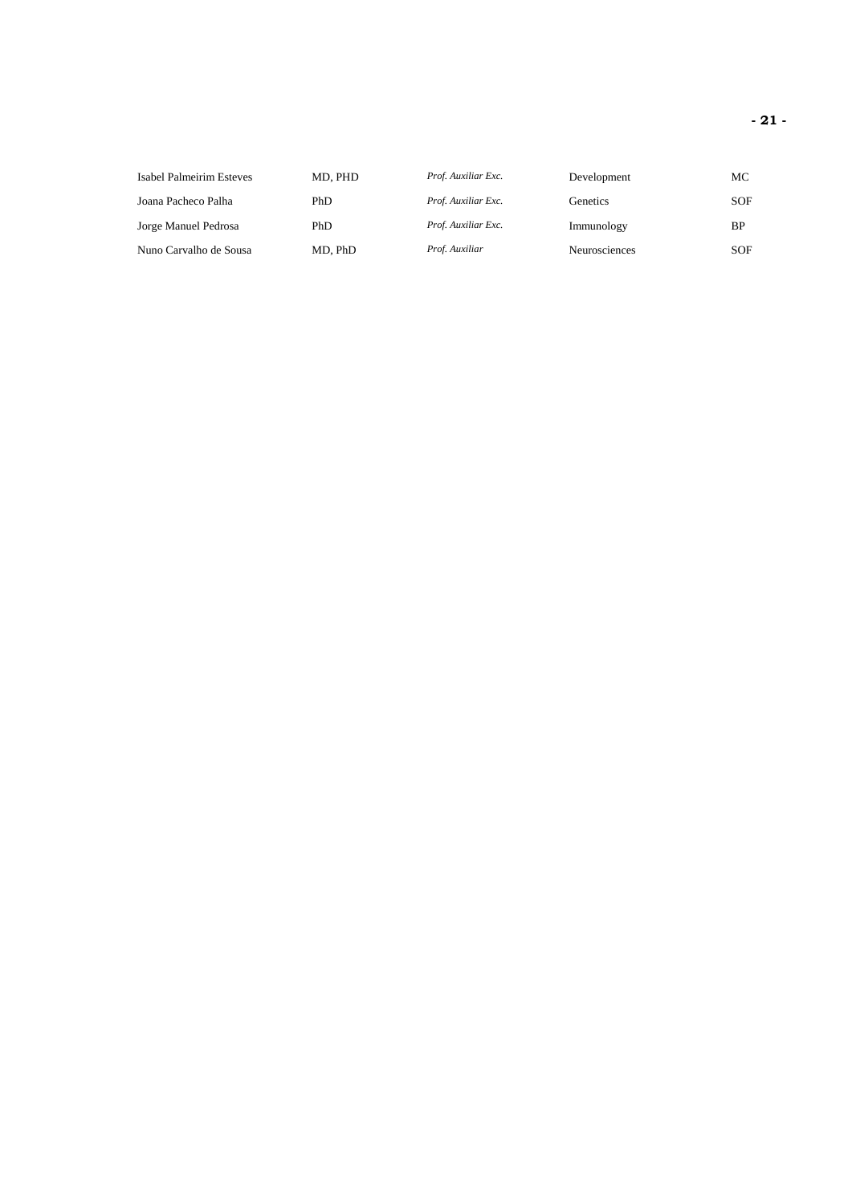| | | | | |
|---|---|---|---|---|
| Isabel Palmeirim Esteves | MD, PHD | *Prof. Auxiliar Exc.* | Development | MC |
| Joana Pacheco Palha | PhD | *Prof. Auxiliar Exc.* | Genetics | SOF |
| Jorge Manuel Pedrosa | PhD | *Prof. Auxiliar Exc.* | Immunology | BP |
| Nuno Carvalho de Sousa | MD, PhD | *Prof. Auxiliar* | Neurosciences | SOF |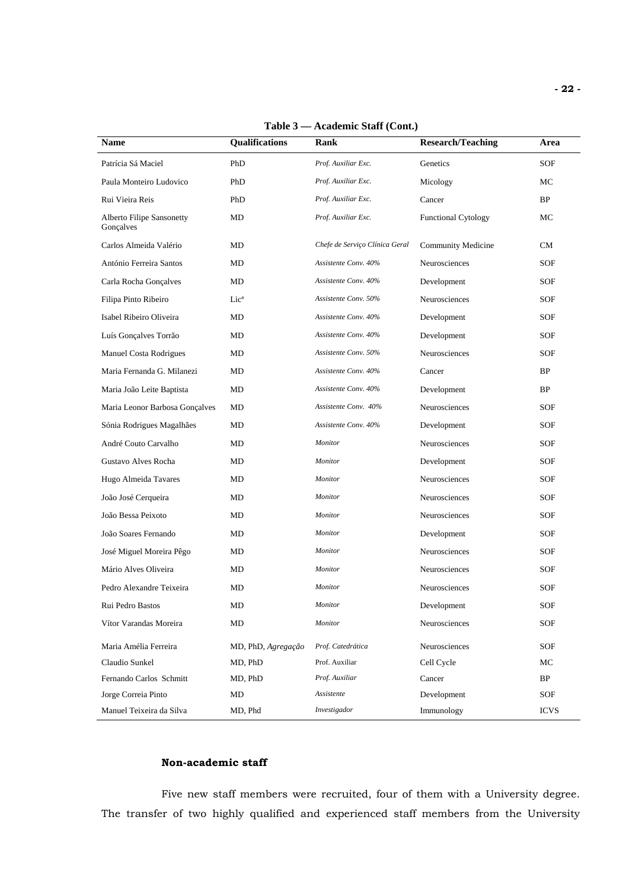**Table 3 — Academic Staff (Cont.)**

| Name | Qualifications | Rank | Research/Teaching | Area |
|---|---|---|---|---|
| Patrícia Sá Maciel | PhD | *Prof. Auxiliar Exc.* | Genetics | SOF |
| Paula Monteiro Ludovico | PhD | *Prof. Auxiliar Exc.* | Micology | MC |
| Rui Vieira Reis | PhD | *Prof. Auxiliar Exc.* | Cancer | BP |
| Alberto Filipe Sansonetty Gonçalves | MD | *Prof. Auxiliar Exc.* | Functional Cytology | MC |
| Carlos Almeida Valério | MD | *Chefe de Serviço Clínica Geral* | Community Medicine | CM |
| António Ferreira Santos | MD | *Assistente Conv. 40%* | Neurosciences | SOF |
| Carla Rocha Gonçalves | MD | *Assistente Conv. 40%* | Development | SOF |
| Filipa Pinto Ribeiro | Lic[a] | *Assistente Conv. 50%* | Neurosciences | SOF |
| Isabel Ribeiro Oliveira | MD | *Assistente Conv. 40%* | Development | SOF |
| Luís Gonçalves Torrão | MD | *Assistente Conv. 40%* | Development | SOF |
| Manuel Costa Rodrigues | MD | *Assistente Conv. 50%* | Neurosciences | SOF |
| Maria Fernanda G. Milanezi | MD | *Assistente Conv. 40%* | Cancer | BP |
| Maria João Leite Baptista | MD | *Assistente Conv. 40%* | Development | BP |
| Maria Leonor Barbosa Gonçalves | MD | *Assistente Conv. 40%* | Neurosciences | SOF |
| Sónia Rodrigues Magalhães | MD | *Assistente Conv. 40%* | Development | SOF |
| André Couto Carvalho | MD | *Monitor* | Neurosciences | SOF |
| Gustavo Alves Rocha | MD | *Monitor* | Development | SOF |
| Hugo Almeida Tavares | MD | *Monitor* | Neurosciences | SOF |
| João José Cerqueira | MD | *Monitor* | Neurosciences | SOF |
| João Bessa Peixoto | MD | *Monitor* | Neurosciences | SOF |
| João Soares Fernando | MD | *Monitor* | Development | SOF |
| José Miguel Moreira Pêgo | MD | *Monitor* | Neurosciences | SOF |
| Mário Alves Oliveira | MD | *Monitor* | Neurosciences | SOF |
| Pedro Alexandre Teixeira | MD | *Monitor* | Neurosciences | SOF |
| Rui Pedro Bastos | MD | *Monitor* | Development | SOF |
| Vítor Varandas Moreira | MD | *Monitor* | Neurosciences | SOF |
| Maria Amélia Ferreira | MD, PhD, *Agregação* | *Prof. Catedrática* | Neurosciences | SOF |
| Claudio Sunkel | MD, PhD | Prof. Auxiliar | Cell Cycle | MC |
| Fernando Carlos Schmitt | MD, PhD | *Prof. Auxiliar* | Cancer | BP |
| Jorge Correia Pinto | MD | *Assistente* | Development | SOF |
| Manuel Teixeira da Silva | MD, Phd | *Investigador* | Immunology | ICVS |

**Non-academic staff**

Five new staff members were recruited, four of them with a University degree. The transfer of two highly qualified and experienced staff members from the University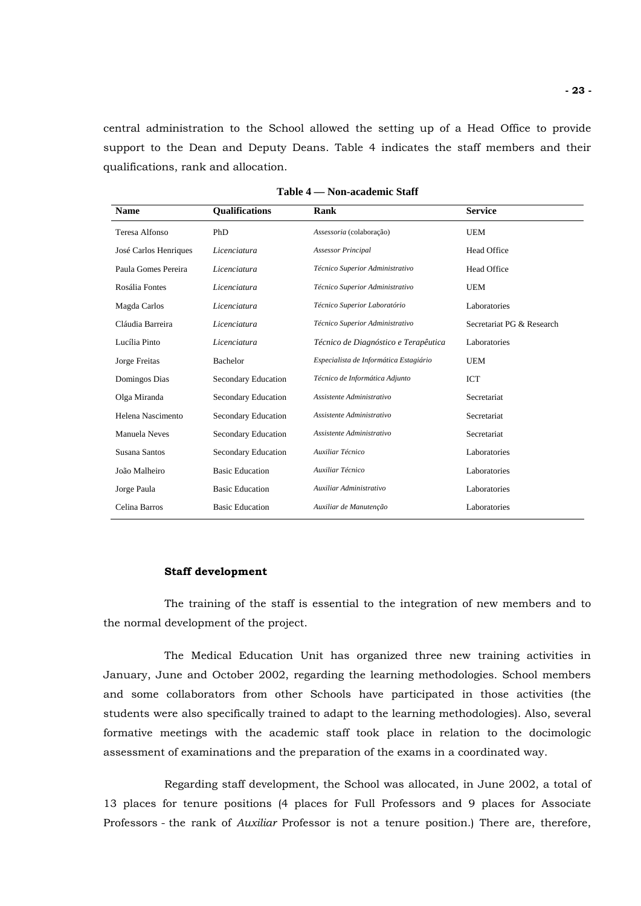central administration to the School allowed the setting up of a Head Office to provide support to the Dean and Deputy Deans. Table 4 indicates the staff members and their qualifications, rank and allocation.

**Table 4 — Non-academic Staff**

| Name | Qualifications | Rank | Service |
|---|---|---|---|
| Teresa Alfonso | PhD | *Assessoria* (colaboração) | UEM |
| José Carlos Henriques | *Licenciatura* | *Assessor Principal* | Head Office |
| Paula Gomes Pereira | *Licenciatura* | *Técnico Superior Administrativo* | Head Office |
| Rosália Fontes | *Licenciatura* | *Técnico Superior Administrativo* | UEM |
| Magda Carlos | *Licenciatura* | *Técnico Superior Laboratório* | Laboratories |
| Cláudia Barreira | *Licenciatura* | *Técnico Superior Administrativo* | Secretariat PG & Research |
| Lucília Pinto | *Licenciatura* | *Técnico de Diagnóstico e Terapêutica* | Laboratories |
| Jorge Freitas | Bachelor | *Especialista de Informática Estagiário* | UEM |
| Domingos Dias | Secondary Education | *Técnico de Informática Adjunto* | ICT |
| Olga Miranda | Secondary Education | *Assistente Administrativo* | Secretariat |
| Helena Nascimento | Secondary Education | *Assistente Administrativo* | Secretariat |
| Manuela Neves | Secondary Education | *Assistente Administrativo* | Secretariat |
| Susana Santos | Secondary Education | *Auxiliar Técnico* | Laboratories |
| João Malheiro | Basic Education | *Auxiliar Técnico* | Laboratories |
| Jorge Paula | Basic Education | *Auxiliar Administrativo* | Laboratories |
| Celina Barros | Basic Education | *Auxiliar de Manutenção* | Laboratories |

**Staff development**

The training of the staff is essential to the integration of new members and to the normal development of the project.

The Medical Education Unit has organized three new training activities in January, June and October 2002, regarding the learning methodologies. School members and some collaborators from other Schools have participated in those activities (the students were also specifically trained to adapt to the learning methodologies). Also, several formative meetings with the academic staff took place in relation to the docimologic assessment of examinations and the preparation of the exams in a coordinated way.

Regarding staff development, the School was allocated, in June 2002, a total of 13 places for tenure positions (4 places for Full Professors and 9 places for Associate Professors - the rank of *Auxiliar* Professor is not a tenure position.) There are, therefore,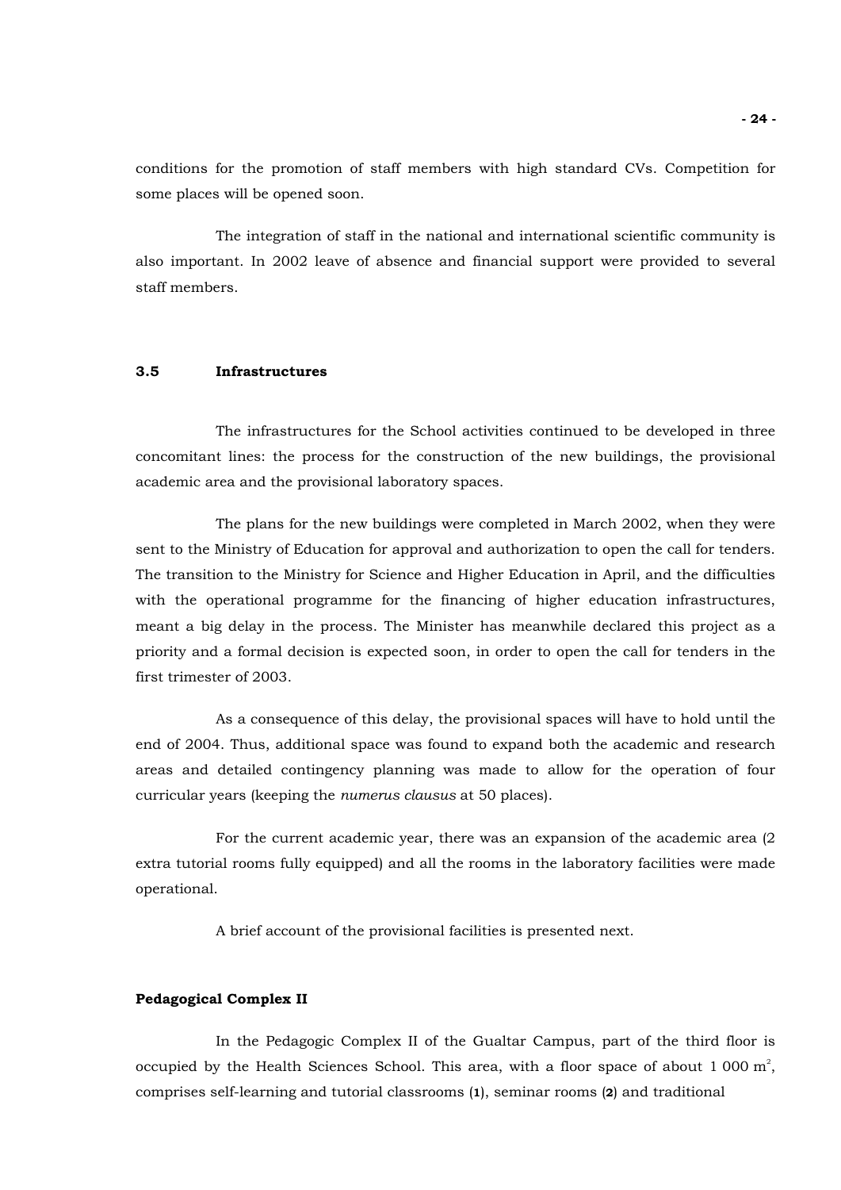conditions for the promotion of staff members with high standard CVs. Competition for some places will be opened soon.

The integration of staff in the national and international scientific community is also important. In 2002 leave of absence and financial support were provided to several staff members.

### 3.5 Infrastructures

The infrastructures for the School activities continued to be developed in three concomitant lines: the process for the construction of the new buildings, the provisional academic area and the provisional laboratory spaces.

The plans for the new buildings were completed in March 2002, when they were sent to the Ministry of Education for approval and authorization to open the call for tenders. The transition to the Ministry for Science and Higher Education in April, and the difficulties with the operational programme for the financing of higher education infrastructures, meant a big delay in the process. The Minister has meanwhile declared this project as a priority and a formal decision is expected soon, in order to open the call for tenders in the first trimester of 2003.

As a consequence of this delay, the provisional spaces will have to hold until the end of 2004. Thus, additional space was found to expand both the academic and research areas and detailed contingency planning was made to allow for the operation of four curricular years (keeping the *numerus clausus* at 50 places).

For the current academic year, there was an expansion of the academic area (2 extra tutorial rooms fully equipped) and all the rooms in the laboratory facilities were made operational.

A brief account of the provisional facilities is presented next.

**Pedagogical Complex II**

In the Pedagogic Complex II of the Gualtar Campus, part of the third floor is occupied by the Health Sciences School. This area, with a floor space of about 1 000 m$^2$, comprises self-learning and tutorial classrooms (**1**), seminar rooms (**2**) and traditional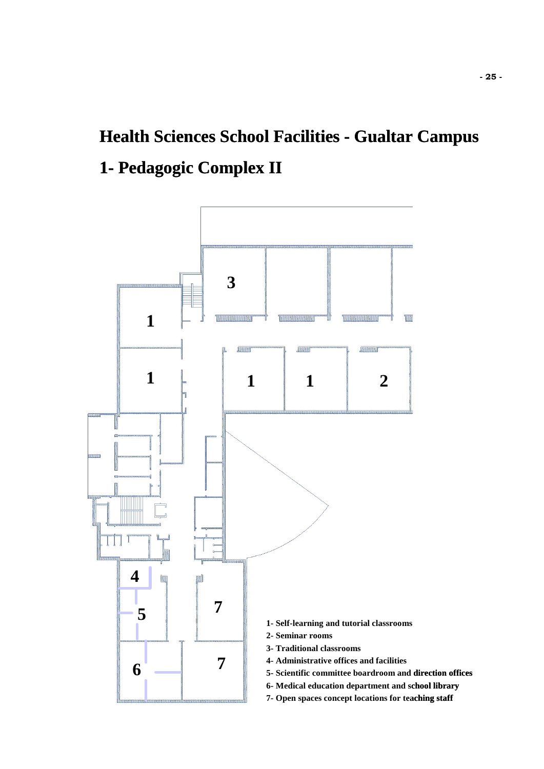# Health Sciences School Facilities - Gualtar Campus

## 1- Pedagogic Complex II

1- Self-learning and tutorial classrooms
2- Seminar rooms
3- Traditional classrooms
4- Administrative offices and facilities
5- Scientific committee boardroom and direction offices
6- Medical education department and school library
7- Open spaces concept locations for teaching staff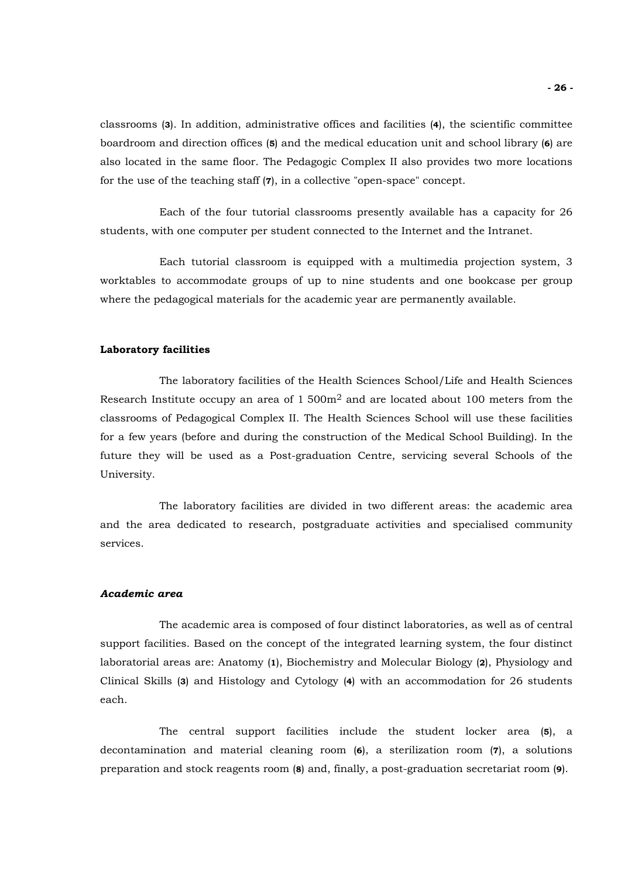classrooms (**3**). In addition, administrative offices and facilities (**4**), the scientific committee boardroom and direction offices (**5**) and the medical education unit and school library (**6**) are also located in the same floor. The Pedagogic Complex II also provides two more locations for the use of the teaching staff (**7**), in a collective "open-space" concept.

Each of the four tutorial classrooms presently available has a capacity for 26 students, with one computer per student connected to the Internet and the Intranet.

Each tutorial classroom is equipped with a multimedia projection system, 3 worktables to accommodate groups of up to nine students and one bookcase per group where the pedagogical materials for the academic year are permanently available.

**Laboratory facilities**

The laboratory facilities of the Health Sciences School/Life and Health Sciences Research Institute occupy an area of 1 500m$^2$ and are located about 100 meters from the classrooms of Pedagogical Complex II. The Health Sciences School will use these facilities for a few years (before and during the construction of the Medical School Building). In the future they will be used as a Post-graduation Centre, servicing several Schools of the University.

The laboratory facilities are divided in two different areas: the academic area and the area dedicated to research, postgraduate activities and specialised community services.

***Academic area***

The academic area is composed of four distinct laboratories, as well as of central support facilities. Based on the concept of the integrated learning system, the four distinct laboratorial areas are: Anatomy (**1**), Biochemistry and Molecular Biology (**2**), Physiology and Clinical Skills (**3**) and Histology and Cytology (**4**) with an accommodation for 26 students each.

The central support facilities include the student locker area (**5**), a decontamination and material cleaning room (**6**), a sterilization room (**7**), a solutions preparation and stock reagents room (**8**) and, finally, a post-graduation secretariat room (**9**).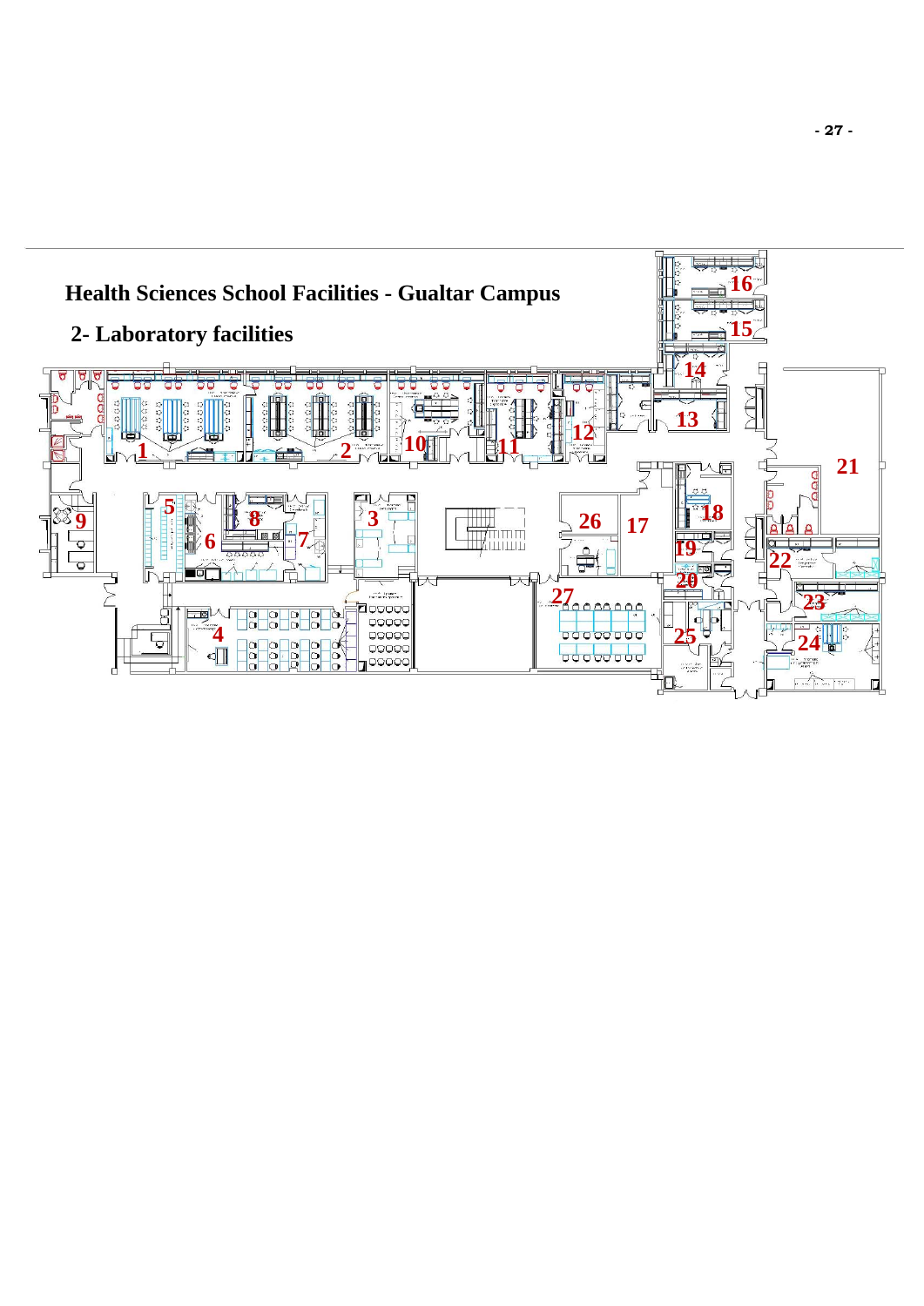# Health Sciences School Facilities - Gualtar Campus

## 2- Laboratory facilities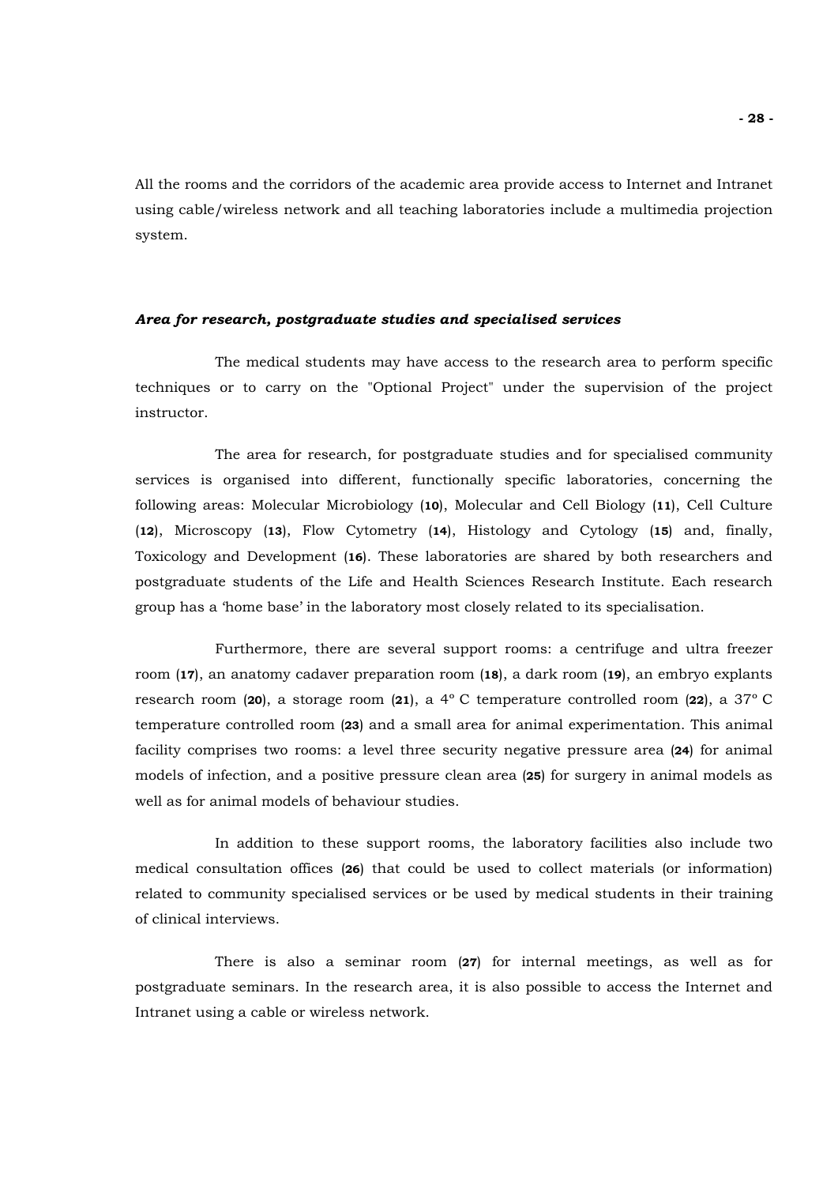All the rooms and the corridors of the academic area provide access to Internet and Intranet using cable/wireless network and all teaching laboratories include a multimedia projection system.

***Area for research, postgraduate studies and specialised services***

The medical students may have access to the research area to perform specific techniques or to carry on the "Optional Project" under the supervision of the project instructor.

The area for research, for postgraduate studies and for specialised community services is organised into different, functionally specific laboratories, concerning the following areas: Molecular Microbiology (**10**), Molecular and Cell Biology (**11**), Cell Culture (**12**), Microscopy (**13**), Flow Cytometry (**14**), Histology and Cytology (**15**) and, finally, Toxicology and Development (**16**). These laboratories are shared by both researchers and postgraduate students of the Life and Health Sciences Research Institute. Each research group has a 'home base' in the laboratory most closely related to its specialisation.

Furthermore, there are several support rooms: a centrifuge and ultra freezer room (**17**), an anatomy cadaver preparation room (**18**), a dark room (**19**), an embryo explants research room (**20**), a storage room (**21**), a 4º C temperature controlled room (**22**), a 37º C temperature controlled room (**23**) and a small area for animal experimentation. This animal facility comprises two rooms: a level three security negative pressure area (**24**) for animal models of infection, and a positive pressure clean area (**25**) for surgery in animal models as well as for animal models of behaviour studies.

In addition to these support rooms, the laboratory facilities also include two medical consultation offices (**26**) that could be used to collect materials (or information) related to community specialised services or be used by medical students in their training of clinical interviews.

There is also a seminar room (**27**) for internal meetings, as well as for postgraduate seminars. In the research area, it is also possible to access the Internet and Intranet using a cable or wireless network.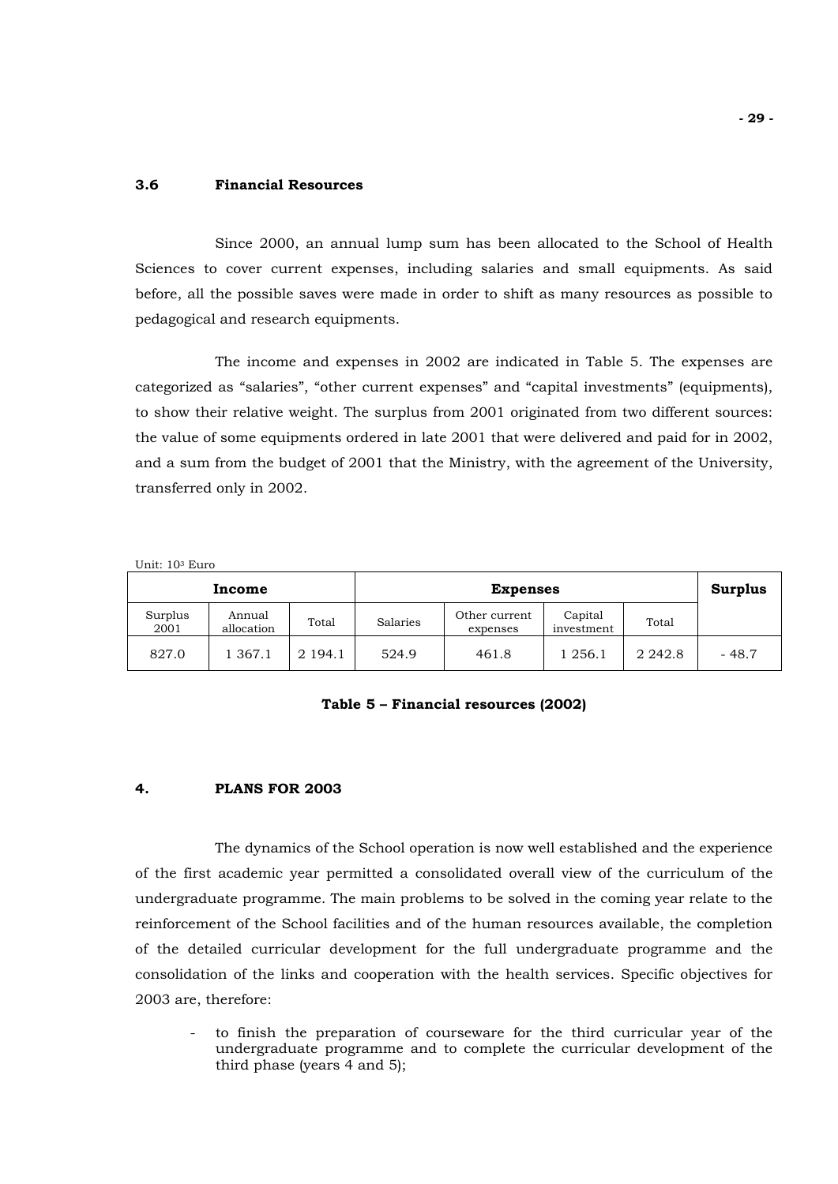### 3.6 Financial Resources

Since 2000, an annual lump sum has been allocated to the School of Health Sciences to cover current expenses, including salaries and small equipments. As said before, all the possible saves were made in order to shift as many resources as possible to pedagogical and research equipments.

The income and expenses in 2002 are indicated in Table 5. The expenses are categorized as "salaries", "other current expenses" and "capital investments" (equipments), to show their relative weight. The surplus from 2001 originated from two different sources: the value of some equipments ordered in late 2001 that were delivered and paid for in 2002, and a sum from the budget of 2001 that the Ministry, with the agreement of the University, transferred only in 2002.

Unit: $10^3$ Euro

| **Income** | | | **Expenses** | | | | **Surplus** |
|---|---|---|---|---|---|---|---|
| Surplus 2001 | Annual allocation | Total | Salaries | Other current expenses | Capital investment | Total | |
| 827.0 | 1 367.1 | 2 194.1 | 524.9 | 461.8 | 1 256.1 | 2 242.8 | - 48.7 |

**Table 5 – Financial resources (2002)**

## 4. PLANS FOR 2003

The dynamics of the School operation is now well established and the experience of the first academic year permitted a consolidated overall view of the curriculum of the undergraduate programme. The main problems to be solved in the coming year relate to the reinforcement of the School facilities and of the human resources available, the completion of the detailed curricular development for the full undergraduate programme and the consolidation of the links and cooperation with the health services. Specific objectives for 2003 are, therefore:

- to finish the preparation of courseware for the third curricular year of the undergraduate programme and to complete the curricular development of the third phase (years 4 and 5);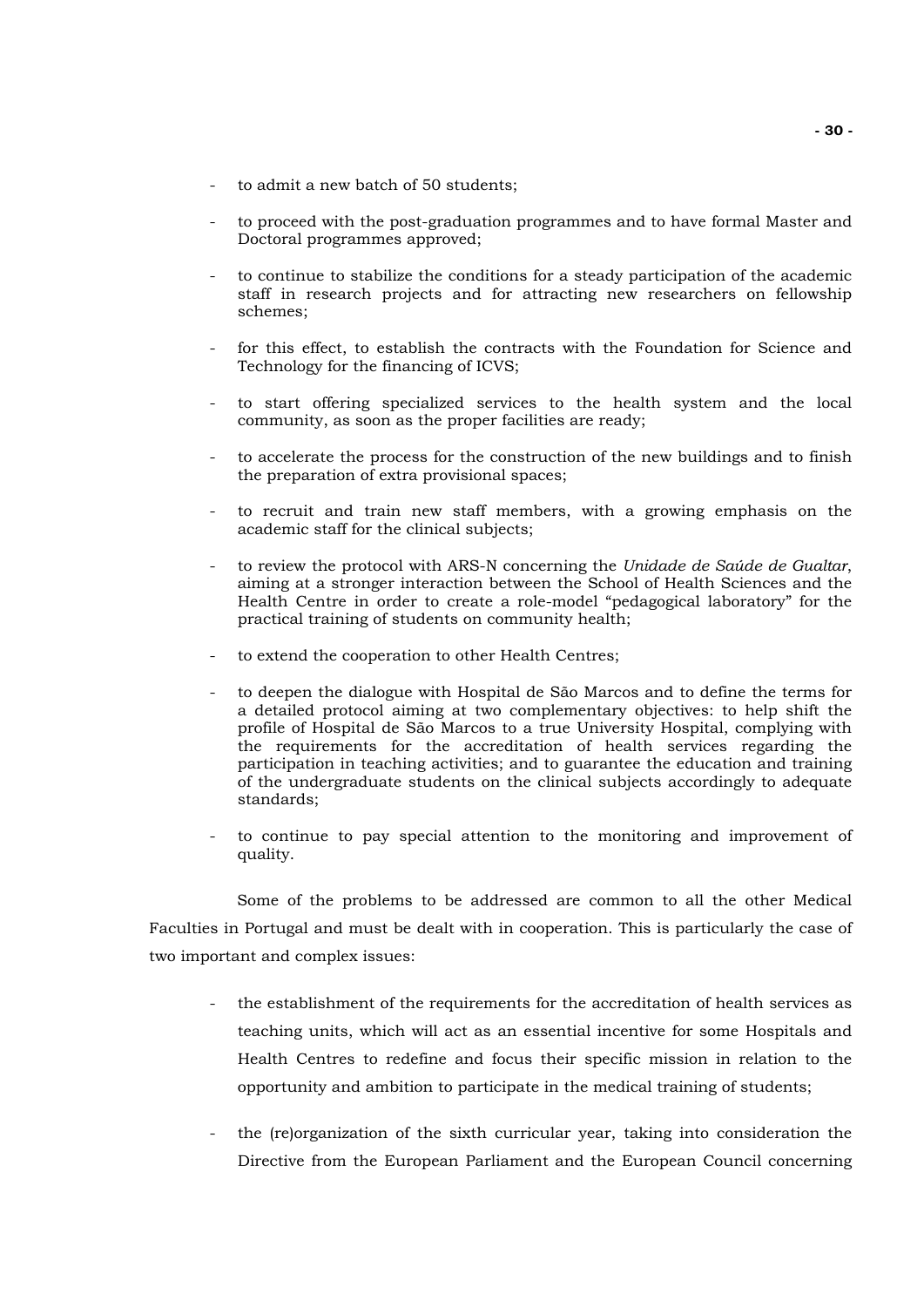- to admit a new batch of 50 students;
- to proceed with the post-graduation programmes and to have formal Master and Doctoral programmes approved;
- to continue to stabilize the conditions for a steady participation of the academic staff in research projects and for attracting new researchers on fellowship schemes;
- for this effect, to establish the contracts with the Foundation for Science and Technology for the financing of ICVS;
- to start offering specialized services to the health system and the local community, as soon as the proper facilities are ready;
- to accelerate the process for the construction of the new buildings and to finish the preparation of extra provisional spaces;
- to recruit and train new staff members, with a growing emphasis on the academic staff for the clinical subjects;
- to review the protocol with ARS-N concerning the *Unidade de Saúde de Gualtar*, aiming at a stronger interaction between the School of Health Sciences and the Health Centre in order to create a role-model "pedagogical laboratory" for the practical training of students on community health;
- to extend the cooperation to other Health Centres;
- to deepen the dialogue with Hospital de São Marcos and to define the terms for a detailed protocol aiming at two complementary objectives: to help shift the profile of Hospital de São Marcos to a true University Hospital, complying with the requirements for the accreditation of health services regarding the participation in teaching activities; and to guarantee the education and training of the undergraduate students on the clinical subjects accordingly to adequate standards;
- to continue to pay special attention to the monitoring and improvement of quality.

Some of the problems to be addressed are common to all the other Medical Faculties in Portugal and must be dealt with in cooperation. This is particularly the case of two important and complex issues:

- the establishment of the requirements for the accreditation of health services as teaching units, which will act as an essential incentive for some Hospitals and Health Centres to redefine and focus their specific mission in relation to the opportunity and ambition to participate in the medical training of students;
- the (re)organization of the sixth curricular year, taking into consideration the Directive from the European Parliament and the European Council concerning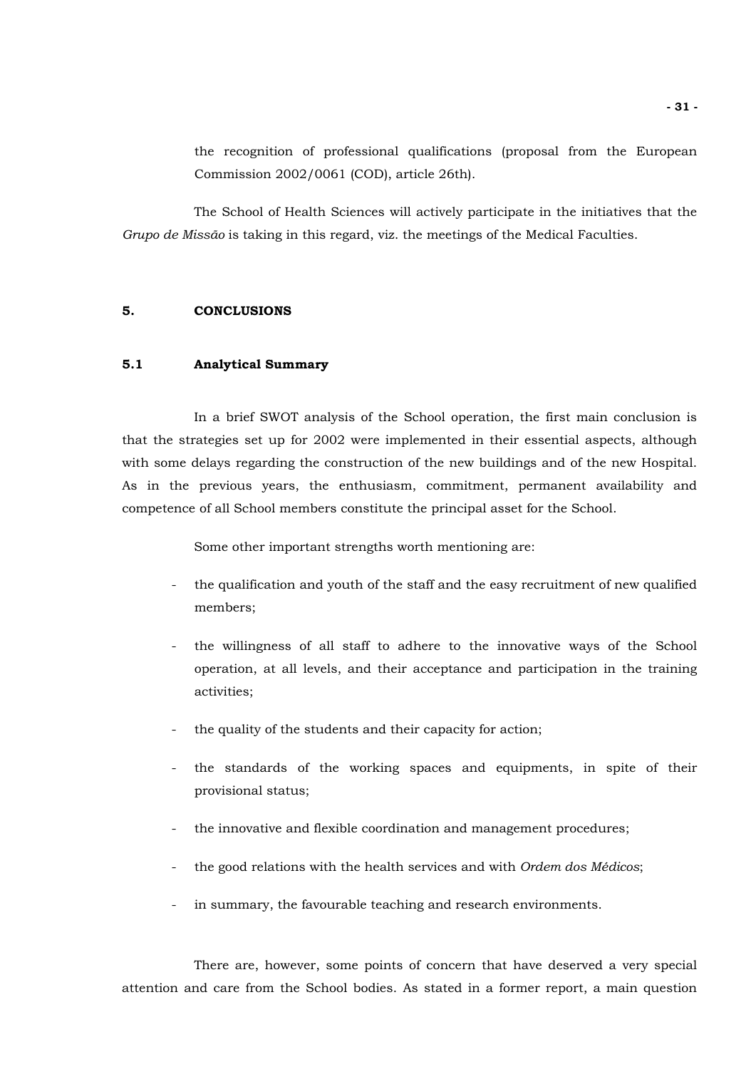the recognition of professional qualifications (proposal from the European Commission 2002/0061 (COD), article 26th).

The School of Health Sciences will actively participate in the initiatives that the *Grupo de Missão* is taking in this regard, viz. the meetings of the Medical Faculties.

## 5. CONCLUSIONS

### 5.1 Analytical Summary

In a brief SWOT analysis of the School operation, the first main conclusion is that the strategies set up for 2002 were implemented in their essential aspects, although with some delays regarding the construction of the new buildings and of the new Hospital. As in the previous years, the enthusiasm, commitment, permanent availability and competence of all School members constitute the principal asset for the School.

Some other important strengths worth mentioning are:

- the qualification and youth of the staff and the easy recruitment of new qualified members;
- the willingness of all staff to adhere to the innovative ways of the School operation, at all levels, and their acceptance and participation in the training activities;
- the quality of the students and their capacity for action;
- the standards of the working spaces and equipments, in spite of their provisional status;
- the innovative and flexible coordination and management procedures;
- the good relations with the health services and with *Ordem dos Médicos*;
- in summary, the favourable teaching and research environments.

There are, however, some points of concern that have deserved a very special attention and care from the School bodies. As stated in a former report, a main question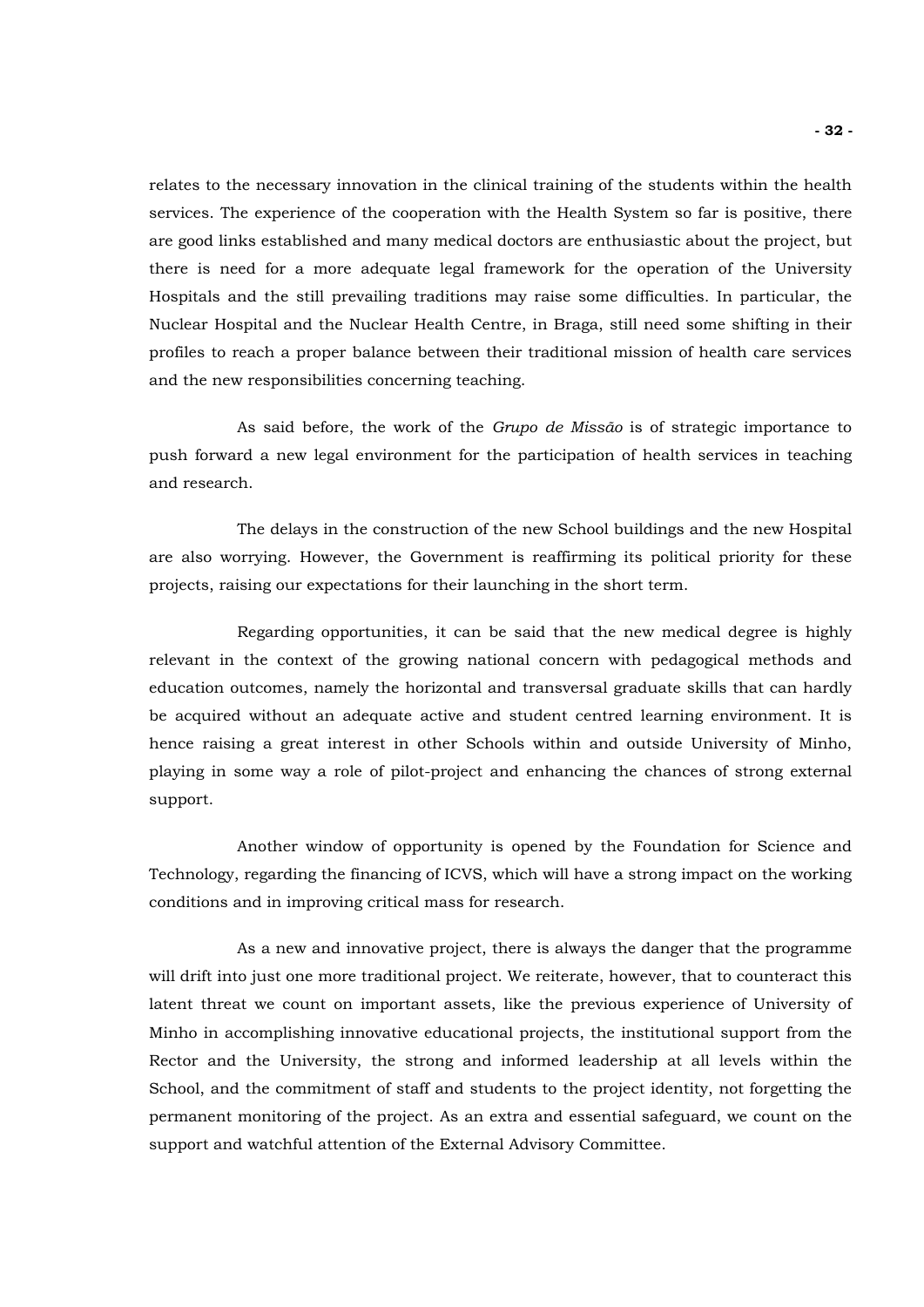relates to the necessary innovation in the clinical training of the students within the health services. The experience of the cooperation with the Health System so far is positive, there are good links established and many medical doctors are enthusiastic about the project, but there is need for a more adequate legal framework for the operation of the University Hospitals and the still prevailing traditions may raise some difficulties. In particular, the Nuclear Hospital and the Nuclear Health Centre, in Braga, still need some shifting in their profiles to reach a proper balance between their traditional mission of health care services and the new responsibilities concerning teaching.

As said before, the work of the *Grupo de Missão* is of strategic importance to push forward a new legal environment for the participation of health services in teaching and research.

The delays in the construction of the new School buildings and the new Hospital are also worrying. However, the Government is reaffirming its political priority for these projects, raising our expectations for their launching in the short term.

Regarding opportunities, it can be said that the new medical degree is highly relevant in the context of the growing national concern with pedagogical methods and education outcomes, namely the horizontal and transversal graduate skills that can hardly be acquired without an adequate active and student centred learning environment. It is hence raising a great interest in other Schools within and outside University of Minho, playing in some way a role of pilot-project and enhancing the chances of strong external support.

Another window of opportunity is opened by the Foundation for Science and Technology, regarding the financing of ICVS, which will have a strong impact on the working conditions and in improving critical mass for research.

As a new and innovative project, there is always the danger that the programme will drift into just one more traditional project. We reiterate, however, that to counteract this latent threat we count on important assets, like the previous experience of University of Minho in accomplishing innovative educational projects, the institutional support from the Rector and the University, the strong and informed leadership at all levels within the School, and the commitment of staff and students to the project identity, not forgetting the permanent monitoring of the project. As an extra and essential safeguard, we count on the support and watchful attention of the External Advisory Committee.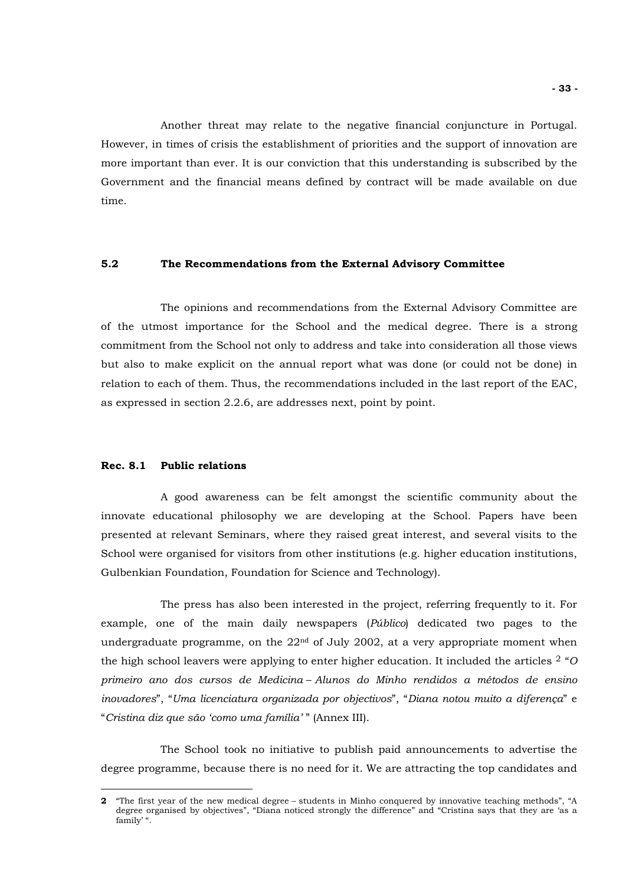Another threat may relate to the negative financial conjuncture in Portugal. However, in times of crisis the establishment of priorities and the support of innovation are more important than ever. It is our conviction that this understanding is subscribed by the Government and the financial means defined by contract will be made available on due time.

### 5.2 The Recommendations from the External Advisory Committee

The opinions and recommendations from the External Advisory Committee are of the utmost importance for the School and the medical degree. There is a strong commitment from the School not only to address and take into consideration all those views but also to make explicit on the annual report what was done (or could not be done) in relation to each of them. Thus, the recommendations included in the last report of the EAC, as expressed in section 2.2.6, are addresses next, point by point.

#### Rec. 8.1 Public relations

A good awareness can be felt amongst the scientific community about the innovate educational philosophy we are developing at the School. Papers have been presented at relevant Seminars, where they raised great interest, and several visits to the School were organised for visitors from other institutions (e.g. higher education institutions, Gulbenkian Foundation, Foundation for Science and Technology).

The press has also been interested in the project, referring frequently to it. For example, one of the main daily newspapers (*Público*) dedicated two pages to the undergraduate programme, on the 22nd of July 2002, at a very appropriate moment when the high school leavers were applying to enter higher education. It included the articles [2] "*O primeiro ano dos cursos de Medicina – Alunos do Minho rendidos a métodos de ensino inovadores*", "*Uma licenciatura organizada por objectivos*", "*Diana notou muito a diferença*" e "*Cristina diz que são 'como uma família'* " (Annex III).

The School took no initiative to publish paid announcements to advertise the degree programme, because there is no need for it. We are attracting the top candidates and

---

**2** "The first year of the new medical degree – students in Minho conquered by innovative teaching methods", "A degree organised by objectives", "Diana noticed strongly the difference" and "Cristina says that they are 'as a family' ".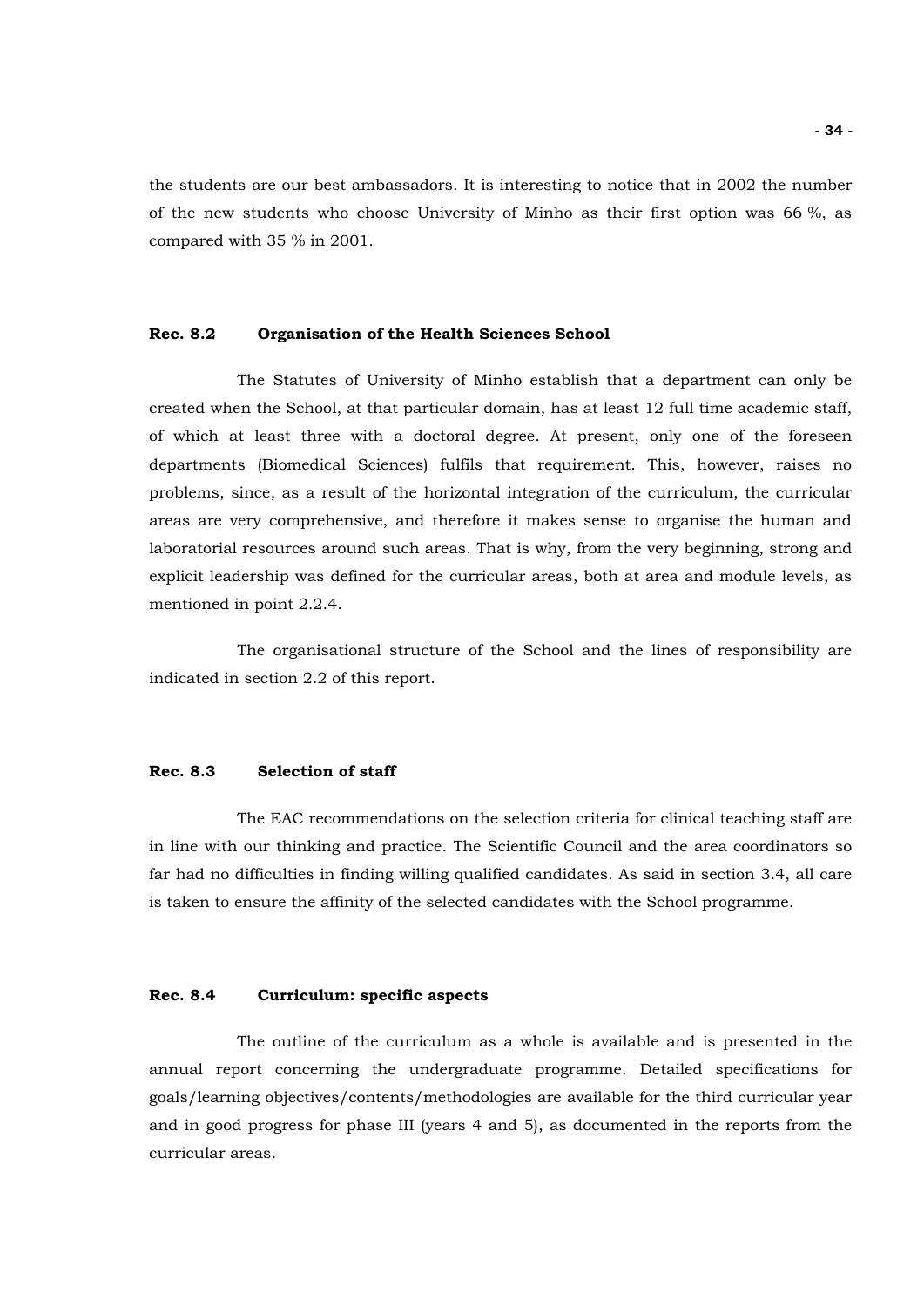the students are our best ambassadors. It is interesting to notice that in 2002 the number of the new students who choose University of Minho as their first option was 66 %, as compared with 35 % in 2001.

### Rec. 8.2 Organisation of the Health Sciences School

The Statutes of University of Minho establish that a department can only be created when the School, at that particular domain, has at least 12 full time academic staff, of which at least three with a doctoral degree. At present, only one of the foreseen departments (Biomedical Sciences) fulfils that requirement. This, however, raises no problems, since, as a result of the horizontal integration of the curriculum, the curricular areas are very comprehensive, and therefore it makes sense to organise the human and laboratorial resources around such areas. That is why, from the very beginning, strong and explicit leadership was defined for the curricular areas, both at area and module levels, as mentioned in point 2.2.4.

The organisational structure of the School and the lines of responsibility are indicated in section 2.2 of this report.

### Rec. 8.3 Selection of staff

The EAC recommendations on the selection criteria for clinical teaching staff are in line with our thinking and practice. The Scientific Council and the area coordinators so far had no difficulties in finding willing qualified candidates. As said in section 3.4, all care is taken to ensure the affinity of the selected candidates with the School programme.

### Rec. 8.4 Curriculum: specific aspects

The outline of the curriculum as a whole is available and is presented in the annual report concerning the undergraduate programme. Detailed specifications for goals/learning objectives/contents/methodologies are available for the third curricular year and in good progress for phase III (years 4 and 5), as documented in the reports from the curricular areas.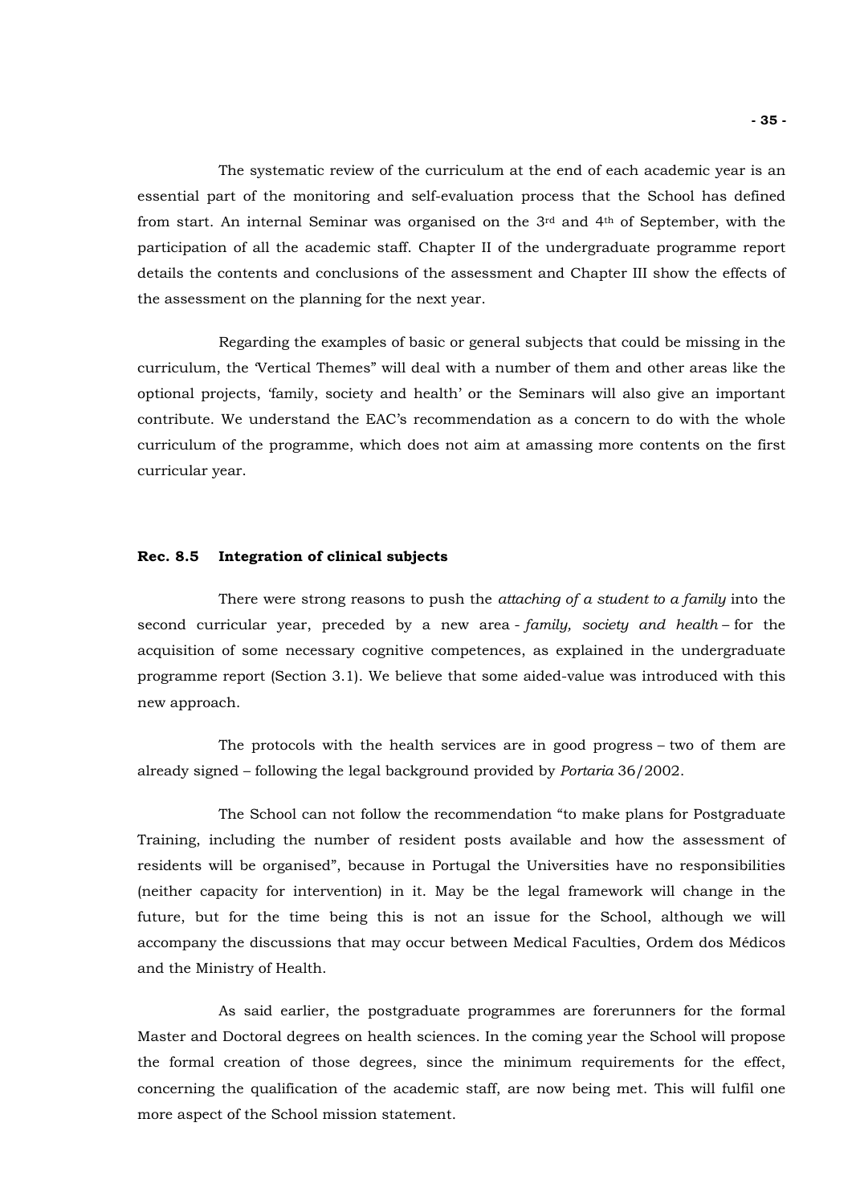The systematic review of the curriculum at the end of each academic year is an essential part of the monitoring and self-evaluation process that the School has defined from start. An internal Seminar was organised on the 3rd and 4th of September, with the participation of all the academic staff. Chapter II of the undergraduate programme report details the contents and conclusions of the assessment and Chapter III show the effects of the assessment on the planning for the next year.

Regarding the examples of basic or general subjects that could be missing in the curriculum, the 'Vertical Themes" will deal with a number of them and other areas like the optional projects, 'family, society and health' or the Seminars will also give an important contribute. We understand the EAC's recommendation as a concern to do with the whole curriculum of the programme, which does not aim at amassing more contents on the first curricular year.

**Rec. 8.5 Integration of clinical subjects**

There were strong reasons to push the *attaching of a student to a family* into the second curricular year, preceded by a new area - *family, society and health* – for the acquisition of some necessary cognitive competences, as explained in the undergraduate programme report (Section 3.1). We believe that some aided-value was introduced with this new approach.

The protocols with the health services are in good progress – two of them are already signed – following the legal background provided by *Portaria* 36/2002.

The School can not follow the recommendation "to make plans for Postgraduate Training, including the number of resident posts available and how the assessment of residents will be organised", because in Portugal the Universities have no responsibilities (neither capacity for intervention) in it. May be the legal framework will change in the future, but for the time being this is not an issue for the School, although we will accompany the discussions that may occur between Medical Faculties, Ordem dos Médicos and the Ministry of Health.

As said earlier, the postgraduate programmes are forerunners for the formal Master and Doctoral degrees on health sciences. In the coming year the School will propose the formal creation of those degrees, since the minimum requirements for the effect, concerning the qualification of the academic staff, are now being met. This will fulfil one more aspect of the School mission statement.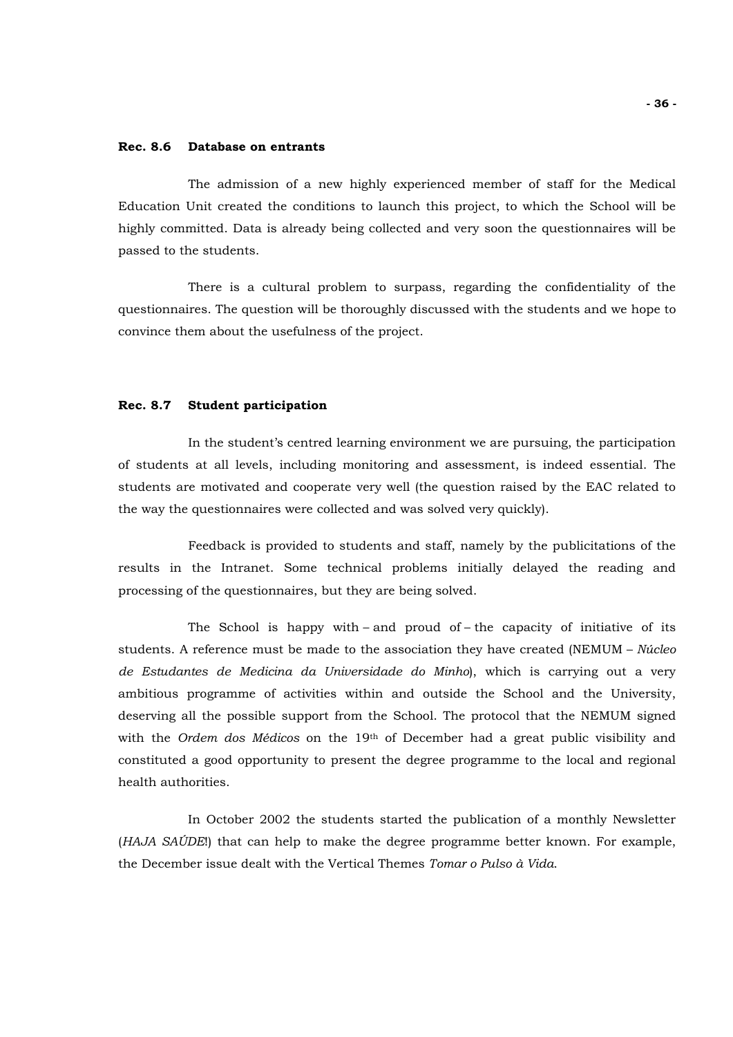**Rec. 8.6 Database on entrants**

The admission of a new highly experienced member of staff for the Medical Education Unit created the conditions to launch this project, to which the School will be highly committed. Data is already being collected and very soon the questionnaires will be passed to the students.

There is a cultural problem to surpass, regarding the confidentiality of the questionnaires. The question will be thoroughly discussed with the students and we hope to convince them about the usefulness of the project.

**Rec. 8.7 Student participation**

In the student's centred learning environment we are pursuing, the participation of students at all levels, including monitoring and assessment, is indeed essential. The students are motivated and cooperate very well (the question raised by the EAC related to the way the questionnaires were collected and was solved very quickly).

Feedback is provided to students and staff, namely by the publicitations of the results in the Intranet. Some technical problems initially delayed the reading and processing of the questionnaires, but they are being solved.

The School is happy with – and proud of – the capacity of initiative of its students. A reference must be made to the association they have created (NEMUM – *Núcleo de Estudantes de Medicina da Universidade do Minho*), which is carrying out a very ambitious programme of activities within and outside the School and the University, deserving all the possible support from the School. The protocol that the NEMUM signed with the *Ordem dos Médicos* on the 19th of December had a great public visibility and constituted a good opportunity to present the degree programme to the local and regional health authorities.

In October 2002 the students started the publication of a monthly Newsletter (*HAJA SAÚDE*!) that can help to make the degree programme better known. For example, the December issue dealt with the Vertical Themes *Tomar o Pulso à Vida*.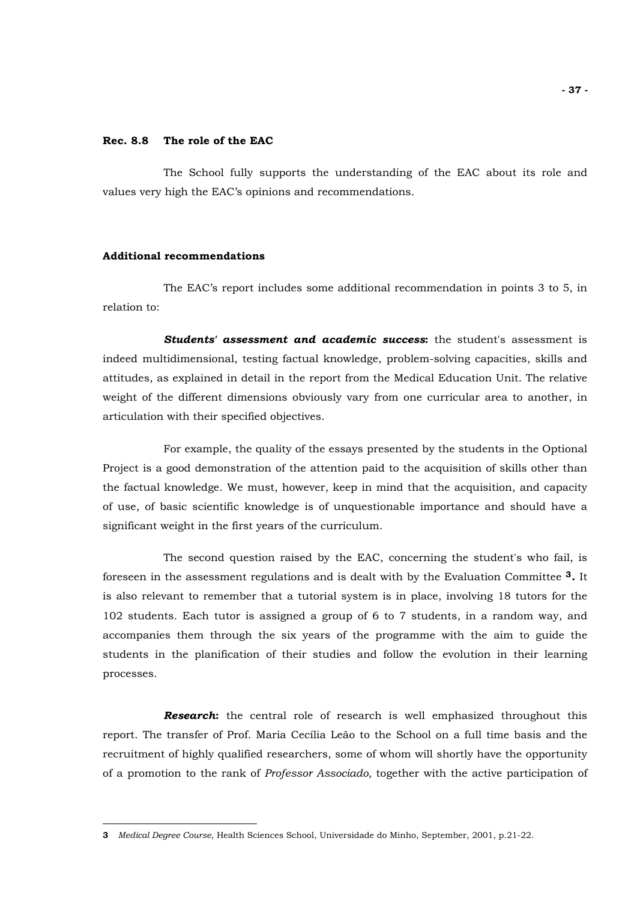### Rec. 8.8 The role of the EAC

The School fully supports the understanding of the EAC about its role and values very high the EAC's opinions and recommendations.

### Additional recommendations

The EAC's report includes some additional recommendation in points 3 to 5, in relation to:

***Students' assessment and academic success*:** the student's assessment is indeed multidimensional, testing factual knowledge, problem-solving capacities, skills and attitudes, as explained in detail in the report from the Medical Education Unit. The relative weight of the different dimensions obviously vary from one curricular area to another, in articulation with their specified objectives.

For example, the quality of the essays presented by the students in the Optional Project is a good demonstration of the attention paid to the acquisition of skills other than the factual knowledge. We must, however, keep in mind that the acquisition, and capacity of use, of basic scientific knowledge is of unquestionable importance and should have a significant weight in the first years of the curriculum.

The second question raised by the EAC, concerning the student's who fail, is foreseen in the assessment regulations and is dealt with by the Evaluation Committee [3]. It is also relevant to remember that a tutorial system is in place, involving 18 tutors for the 102 students. Each tutor is assigned a group of 6 to 7 students, in a random way, and accompanies them through the six years of the programme with the aim to guide the students in the planification of their studies and follow the evolution in their learning processes.

***Research*:** the central role of research is well emphasized throughout this report. The transfer of Prof. Maria Cecília Leão to the School on a full time basis and the recruitment of highly qualified researchers, some of whom will shortly have the opportunity of a promotion to the rank of *Professor Associado*, together with the active participation of

---

**3** *Medical Degree Course*, Health Sciences School, Universidade do Minho, September, 2001, p.21-22.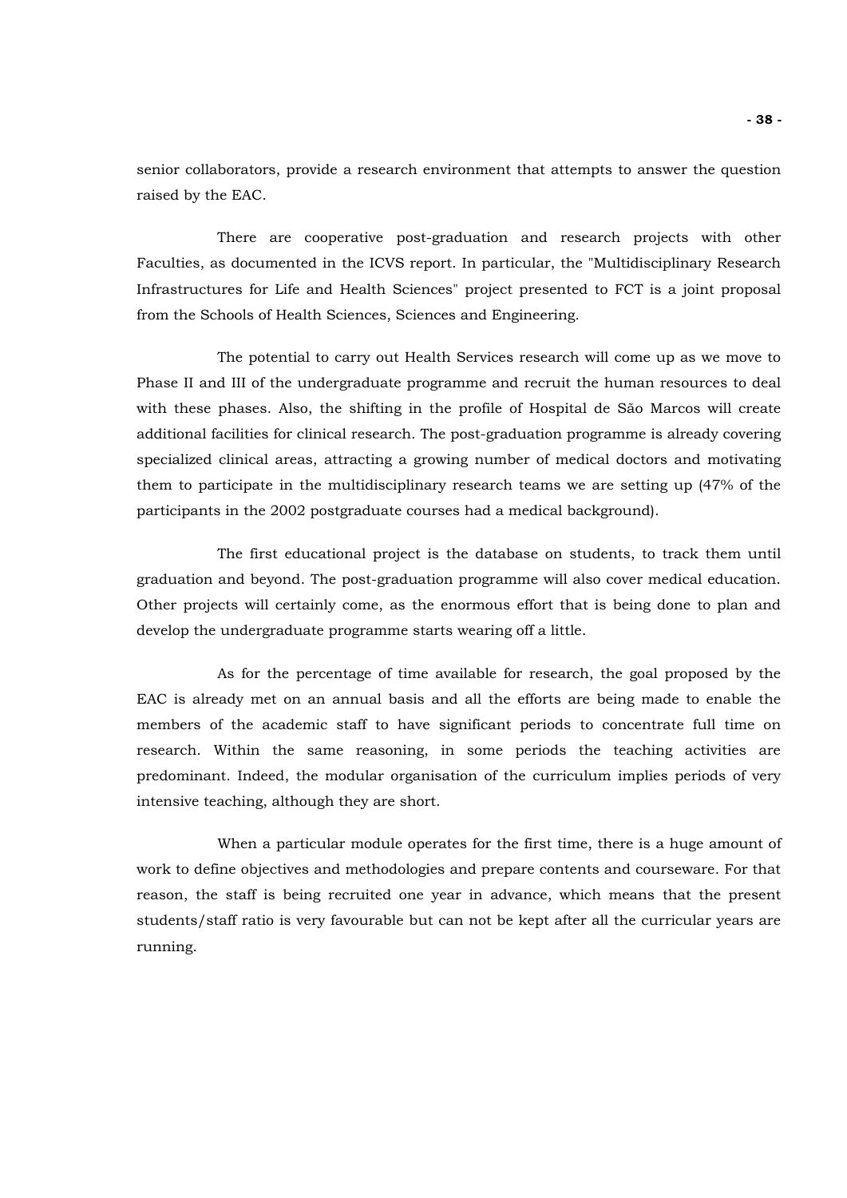senior collaborators, provide a research environment that attempts to answer the question raised by the EAC.

There are cooperative post-graduation and research projects with other Faculties, as documented in the ICVS report. In particular, the "Multidisciplinary Research Infrastructures for Life and Health Sciences" project presented to FCT is a joint proposal from the Schools of Health Sciences, Sciences and Engineering.

The potential to carry out Health Services research will come up as we move to Phase II and III of the undergraduate programme and recruit the human resources to deal with these phases. Also, the shifting in the profile of Hospital de São Marcos will create additional facilities for clinical research. The post-graduation programme is already covering specialized clinical areas, attracting a growing number of medical doctors and motivating them to participate in the multidisciplinary research teams we are setting up (47% of the participants in the 2002 postgraduate courses had a medical background).

The first educational project is the database on students, to track them until graduation and beyond. The post-graduation programme will also cover medical education. Other projects will certainly come, as the enormous effort that is being done to plan and develop the undergraduate programme starts wearing off a little.

As for the percentage of time available for research, the goal proposed by the EAC is already met on an annual basis and all the efforts are being made to enable the members of the academic staff to have significant periods to concentrate full time on research. Within the same reasoning, in some periods the teaching activities are predominant. Indeed, the modular organisation of the curriculum implies periods of very intensive teaching, although they are short.

When a particular module operates for the first time, there is a huge amount of work to define objectives and methodologies and prepare contents and courseware. For that reason, the staff is being recruited one year in advance, which means that the present students/staff ratio is very favourable but can not be kept after all the curricular years are running.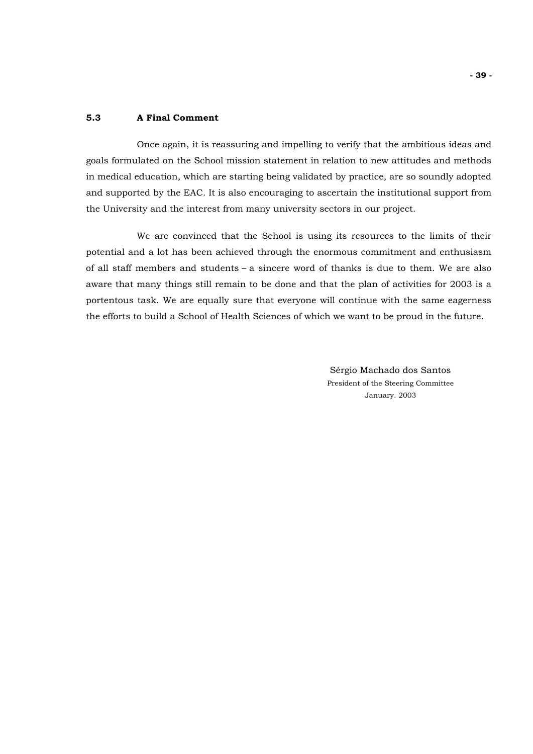### 5.3 A Final Comment

Once again, it is reassuring and impelling to verify that the ambitious ideas and goals formulated on the School mission statement in relation to new attitudes and methods in medical education, which are starting being validated by practice, are so soundly adopted and supported by the EAC. It is also encouraging to ascertain the institutional support from the University and the interest from many university sectors in our project.

We are convinced that the School is using its resources to the limits of their potential and a lot has been achieved through the enormous commitment and enthusiasm of all staff members and students – a sincere word of thanks is due to them. We are also aware that many things still remain to be done and that the plan of activities for 2003 is a portentous task. We are equally sure that everyone will continue with the same eagerness the efforts to build a School of Health Sciences of which we want to be proud in the future.

Sérgio Machado dos Santos
President of the Steering Committee
January. 2003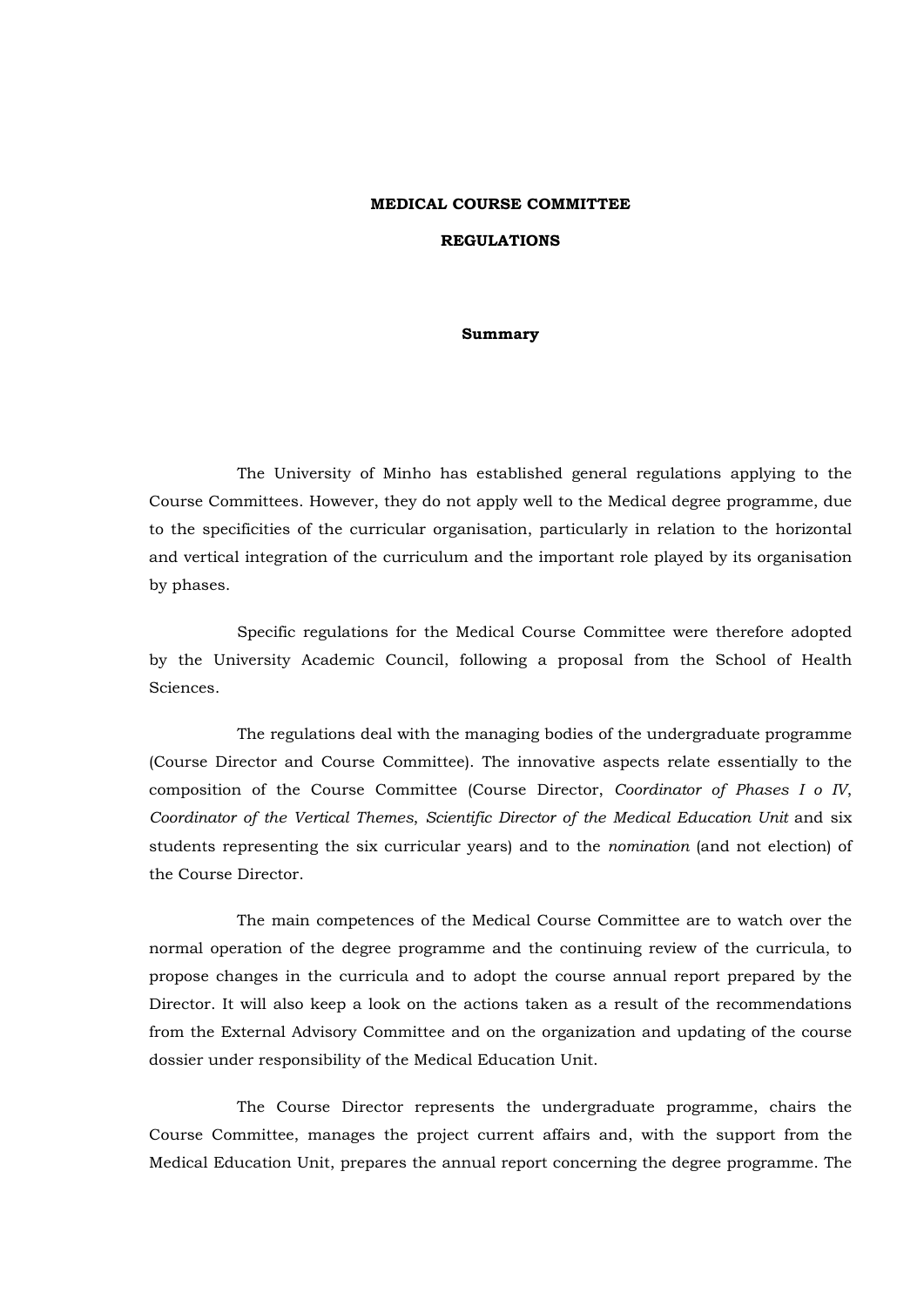**MEDICAL COURSE COMMITTEE**

**REGULATIONS**

**Summary**

The University of Minho has established general regulations applying to the Course Committees. However, they do not apply well to the Medical degree programme, due to the specificities of the curricular organisation, particularly in relation to the horizontal and vertical integration of the curriculum and the important role played by its organisation by phases.

Specific regulations for the Medical Course Committee were therefore adopted by the University Academic Council, following a proposal from the School of Health Sciences.

The regulations deal with the managing bodies of the undergraduate programme (Course Director and Course Committee). The innovative aspects relate essentially to the composition of the Course Committee (Course Director, *Coordinator of Phases I o IV*, *Coordinator of the Vertical Themes*, *Scientific Director of the Medical Education Unit* and six students representing the six curricular years) and to the *nomination* (and not election) of the Course Director.

The main competences of the Medical Course Committee are to watch over the normal operation of the degree programme and the continuing review of the curricula, to propose changes in the curricula and to adopt the course annual report prepared by the Director. It will also keep a look on the actions taken as a result of the recommendations from the External Advisory Committee and on the organization and updating of the course dossier under responsibility of the Medical Education Unit.

The Course Director represents the undergraduate programme, chairs the Course Committee, manages the project current affairs and, with the support from the Medical Education Unit, prepares the annual report concerning the degree programme. The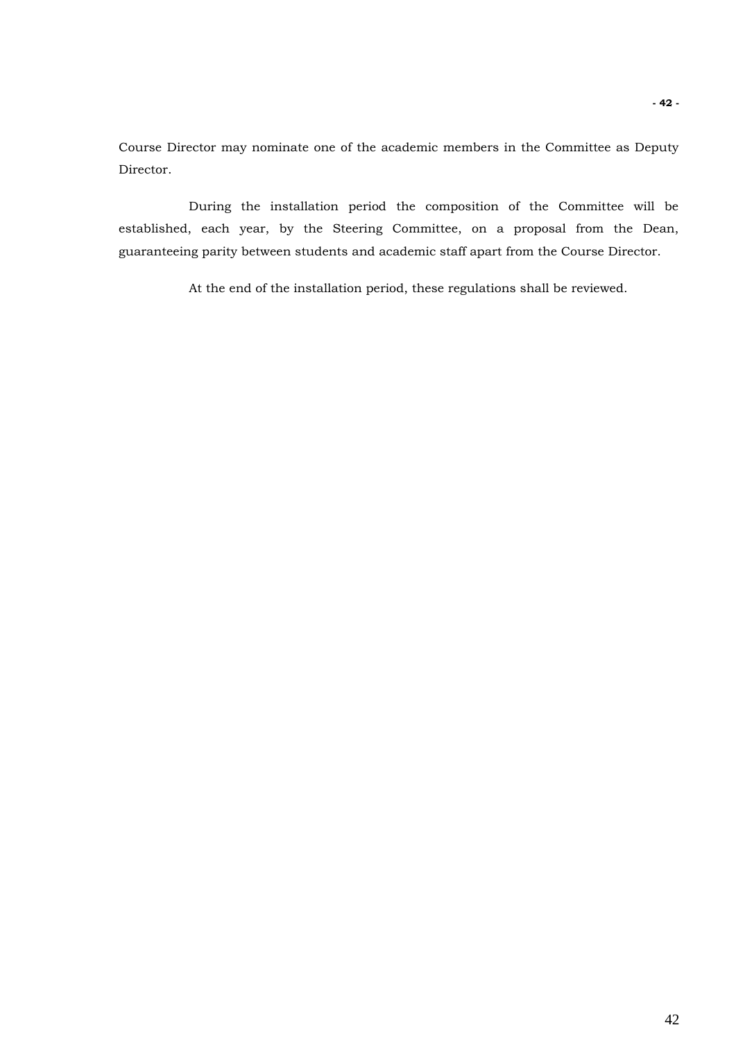Course Director may nominate one of the academic members in the Committee as Deputy Director.

During the installation period the composition of the Committee will be established, each year, by the Steering Committee, on a proposal from the Dean, guaranteeing parity between students and academic staff apart from the Course Director.

At the end of the installation period, these regulations shall be reviewed.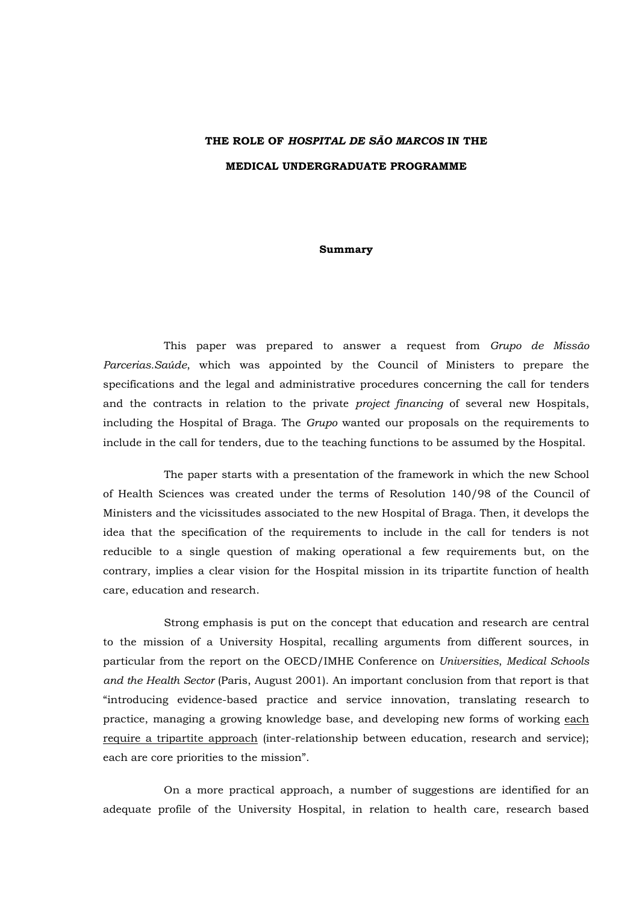**THE ROLE OF *HOSPITAL DE SÃO MARCOS* IN THE**

**MEDICAL UNDERGRADUATE PROGRAMME**

**Summary**

This paper was prepared to answer a request from *Grupo de Missão Parcerias.Saúde*, which was appointed by the Council of Ministers to prepare the specifications and the legal and administrative procedures concerning the call for tenders and the contracts in relation to the private *project financing* of several new Hospitals, including the Hospital of Braga. The *Grupo* wanted our proposals on the requirements to include in the call for tenders, due to the teaching functions to be assumed by the Hospital.

The paper starts with a presentation of the framework in which the new School of Health Sciences was created under the terms of Resolution 140/98 of the Council of Ministers and the vicissitudes associated to the new Hospital of Braga. Then, it develops the idea that the specification of the requirements to include in the call for tenders is not reducible to a single question of making operational a few requirements but, on the contrary, implies a clear vision for the Hospital mission in its tripartite function of health care, education and research.

Strong emphasis is put on the concept that education and research are central to the mission of a University Hospital, recalling arguments from different sources, in particular from the report on the OECD/IMHE Conference on *Universities, Medical Schools and the Health Sector* (Paris, August 2001). An important conclusion from that report is that "introducing evidence-based practice and service innovation, translating research to practice, managing a growing knowledge base, and developing new forms of working <u>each require a tripartite approach</u> (inter-relationship between education, research and service); each are core priorities to the mission".

On a more practical approach, a number of suggestions are identified for an adequate profile of the University Hospital, in relation to health care, research based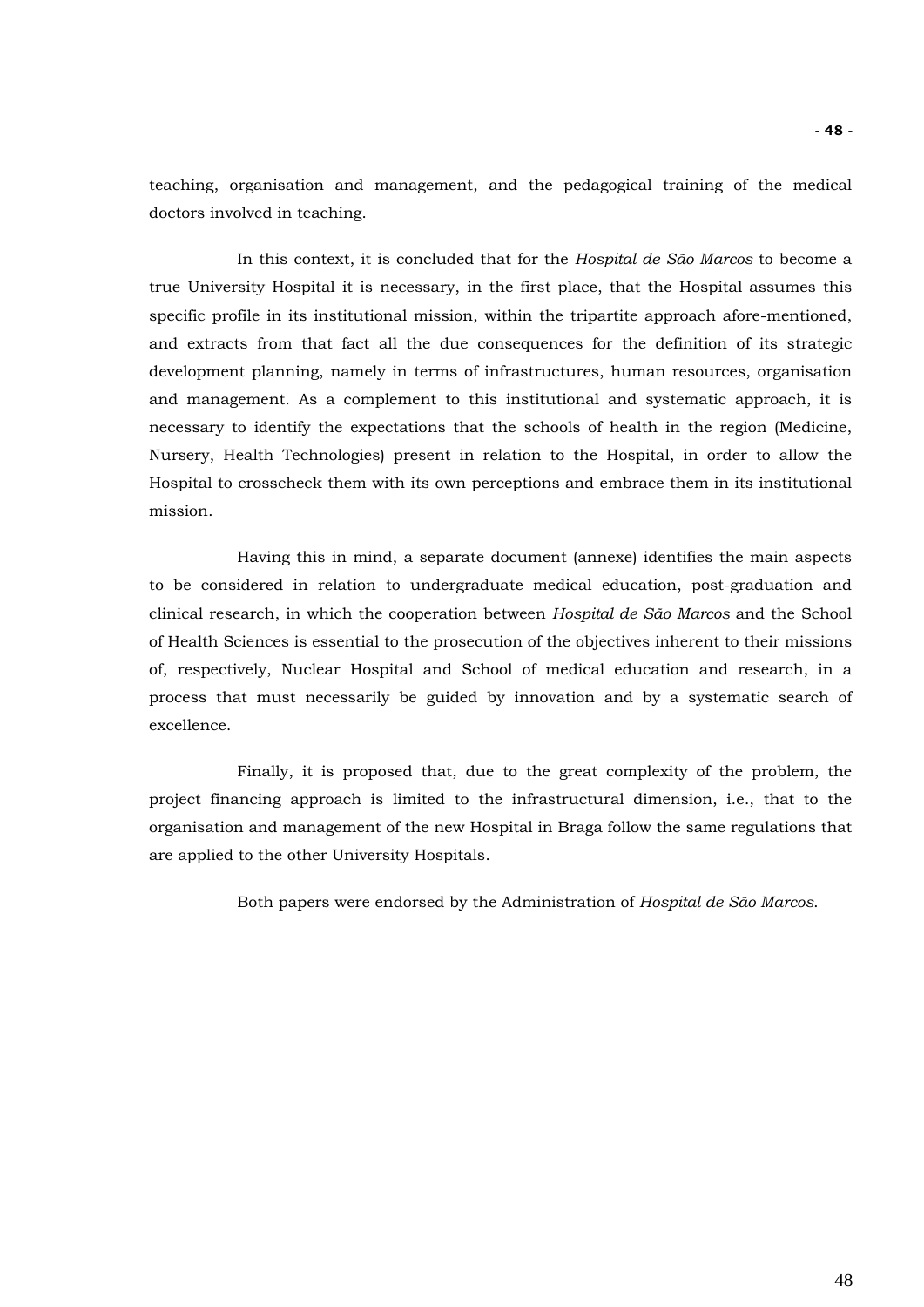teaching, organisation and management, and the pedagogical training of the medical doctors involved in teaching.

In this context, it is concluded that for the *Hospital de São Marcos* to become a true University Hospital it is necessary, in the first place, that the Hospital assumes this specific profile in its institutional mission, within the tripartite approach afore-mentioned, and extracts from that fact all the due consequences for the definition of its strategic development planning, namely in terms of infrastructures, human resources, organisation and management. As a complement to this institutional and systematic approach, it is necessary to identify the expectations that the schools of health in the region (Medicine, Nursery, Health Technologies) present in relation to the Hospital, in order to allow the Hospital to crosscheck them with its own perceptions and embrace them in its institutional mission.

Having this in mind, a separate document (annexe) identifies the main aspects to be considered in relation to undergraduate medical education, post-graduation and clinical research, in which the cooperation between *Hospital de São Marcos* and the School of Health Sciences is essential to the prosecution of the objectives inherent to their missions of, respectively, Nuclear Hospital and School of medical education and research, in a process that must necessarily be guided by innovation and by a systematic search of excellence.

Finally, it is proposed that, due to the great complexity of the problem, the project financing approach is limited to the infrastructural dimension, i.e., that to the organisation and management of the new Hospital in Braga follow the same regulations that are applied to the other University Hospitals.

Both papers were endorsed by the Administration of *Hospital de São Marcos*.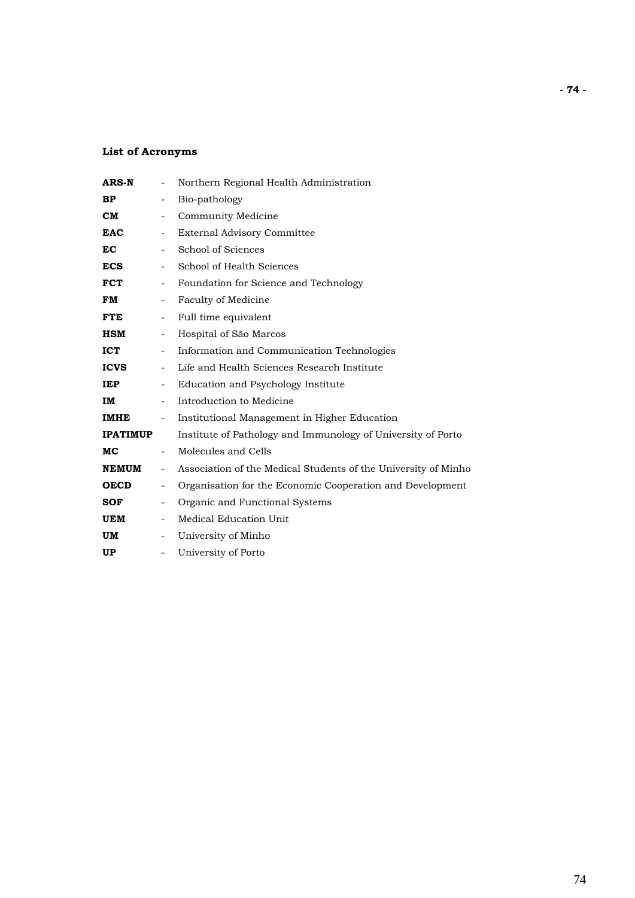**List of Acronyms**

| | | |
|---|---|---|
| **ARS-N** | - | Northern Regional Health Administration |
| **BP** | - | Bio-pathology |
| **CM** | - | Community Medicine |
| **EAC** | - | External Advisory Committee |
| **EC** | - | School of Sciences |
| **ECS** | - | School of Health Sciences |
| **FCT** | - | Foundation for Science and Technology |
| **FM** | - | Faculty of Medicine |
| **FTE** | - | Full time equivalent |
| **HSM** | - | Hospital of São Marcos |
| **ICT** | - | Information and Communication Technologies |
| **ICVS** | - | Life and Health Sciences Research Institute |
| **IEP** | - | Education and Psychology Institute |
| **IM** | - | Introduction to Medicine |
| **IMHE** | - | Institutional Management in Higher Education |
| **IPATIMUP** | | Institute of Pathology and Immunology of University of Porto |
| **MC** | - | Molecules and Cells |
| **NEMUM** | - | Association of the Medical Students of the University of Minho |
| **OECD** | - | Organisation for the Economic Cooperation and Development |
| **SOF** | - | Organic and Functional Systems |
| **UEM** | - | Medical Education Unit |
| **UM** | - | University of Minho |
| **UP** | - | University of Porto |